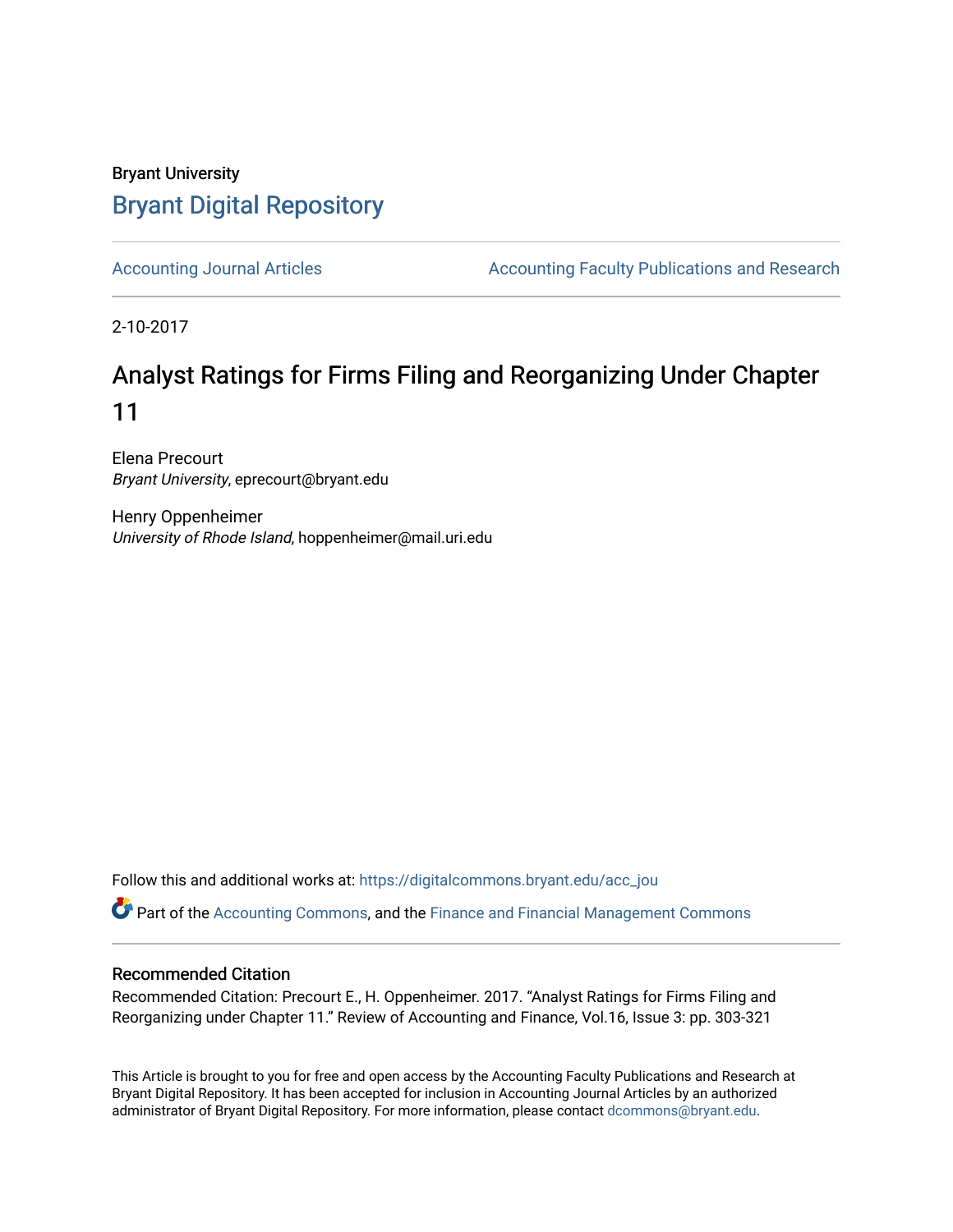Bryant University

# Bryant Digital Repository

Accounting Journal Articles | Accounting Faculty Publications and Research

2-10-2017

## Analyst Ratings for Firms Filing and Reorganizing Under Chapter 11

Elena Precourt
*Bryant University*, eprecourt@bryant.edu

Henry Oppenheimer
*University of Rhode Island*, hoppenheimer@mail.uri.edu

Follow this and additional works at: https://digitalcommons.bryant.edu/acc_jou

Part of the Accounting Commons, and the Finance and Financial Management Commons

### Recommended Citation

Recommended Citation: Precourt E., H. Oppenheimer. 2017. "Analyst Ratings for Firms Filing and Reorganizing under Chapter 11." Review of Accounting and Finance, Vol.16, Issue 3: pp. 303-321

This Article is brought to you for free and open access by the Accounting Faculty Publications and Research at Bryant Digital Repository. It has been accepted for inclusion in Accounting Journal Articles by an authorized administrator of Bryant Digital Repository. For more information, please contact dcommons@bryant.edu.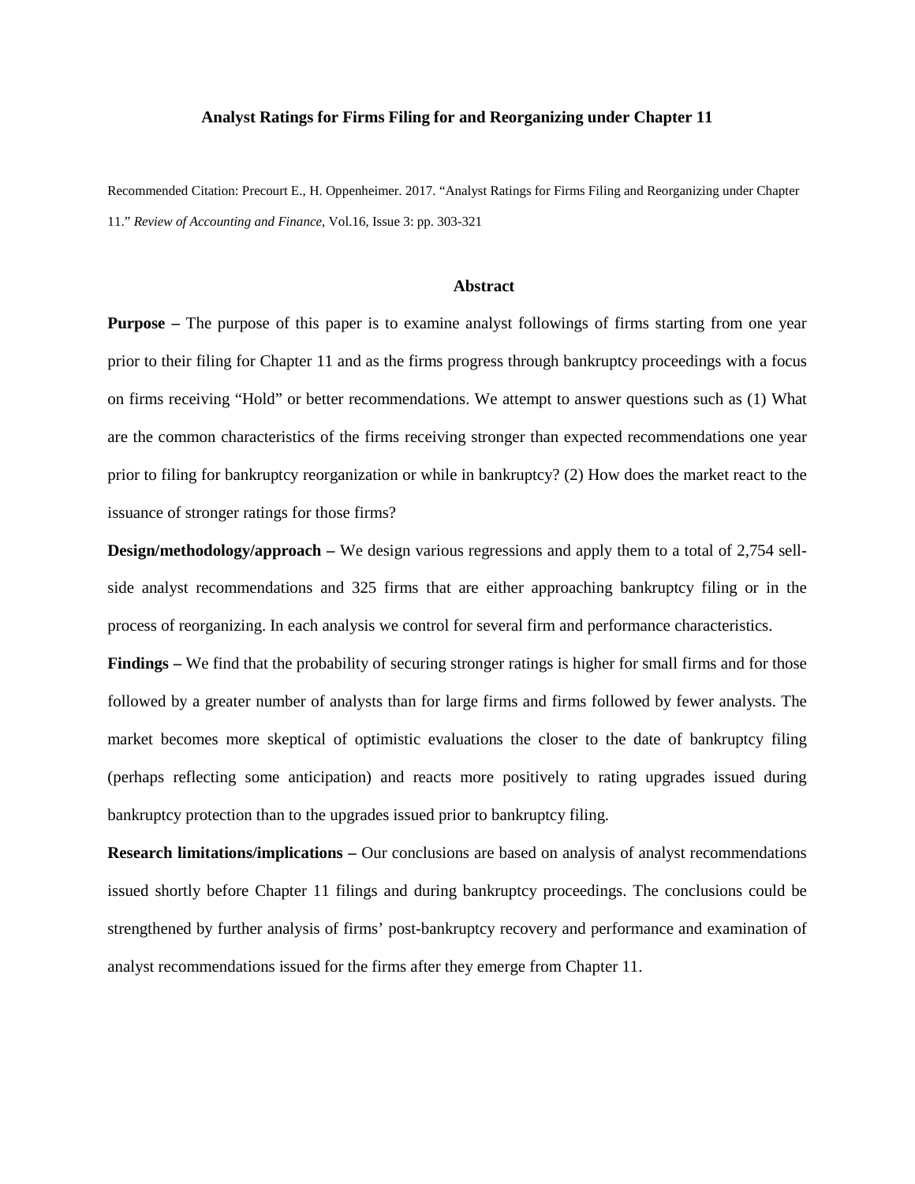**Analyst Ratings for Firms Filing for and Reorganizing under Chapter 11**

Recommended Citation: Precourt E., H. Oppenheimer. 2017. "Analyst Ratings for Firms Filing and Reorganizing under Chapter 11." *Review of Accounting and Finance*, Vol.16, Issue 3: pp. 303-321

## Abstract

**Purpose –** The purpose of this paper is to examine analyst followings of firms starting from one year prior to their filing for Chapter 11 and as the firms progress through bankruptcy proceedings with a focus on firms receiving "Hold" or better recommendations. We attempt to answer questions such as (1) What are the common characteristics of the firms receiving stronger than expected recommendations one year prior to filing for bankruptcy reorganization or while in bankruptcy? (2) How does the market react to the issuance of stronger ratings for those firms?

**Design/methodology/approach –** We design various regressions and apply them to a total of 2,754 sell-side analyst recommendations and 325 firms that are either approaching bankruptcy filing or in the process of reorganizing. In each analysis we control for several firm and performance characteristics.

**Findings –** We find that the probability of securing stronger ratings is higher for small firms and for those followed by a greater number of analysts than for large firms and firms followed by fewer analysts. The market becomes more skeptical of optimistic evaluations the closer to the date of bankruptcy filing (perhaps reflecting some anticipation) and reacts more positively to rating upgrades issued during bankruptcy protection than to the upgrades issued prior to bankruptcy filing.

**Research limitations/implications –** Our conclusions are based on analysis of analyst recommendations issued shortly before Chapter 11 filings and during bankruptcy proceedings. The conclusions could be strengthened by further analysis of firms' post-bankruptcy recovery and performance and examination of analyst recommendations issued for the firms after they emerge from Chapter 11.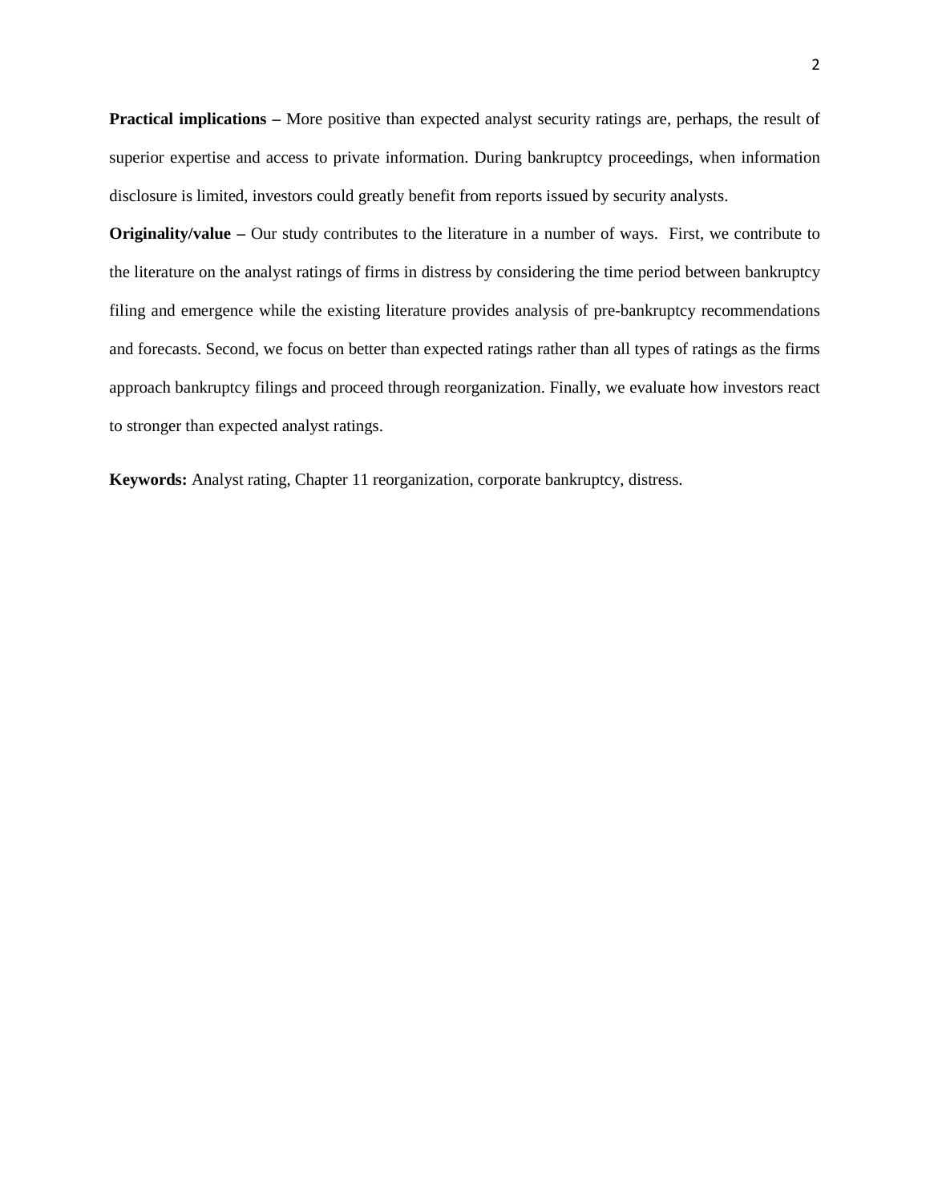**Practical implications –** More positive than expected analyst security ratings are, perhaps, the result of superior expertise and access to private information. During bankruptcy proceedings, when information disclosure is limited, investors could greatly benefit from reports issued by security analysts.

**Originality/value –** Our study contributes to the literature in a number of ways. First, we contribute to the literature on the analyst ratings of firms in distress by considering the time period between bankruptcy filing and emergence while the existing literature provides analysis of pre-bankruptcy recommendations and forecasts. Second, we focus on better than expected ratings rather than all types of ratings as the firms approach bankruptcy filings and proceed through reorganization. Finally, we evaluate how investors react to stronger than expected analyst ratings.

**Keywords:** Analyst rating, Chapter 11 reorganization, corporate bankruptcy, distress.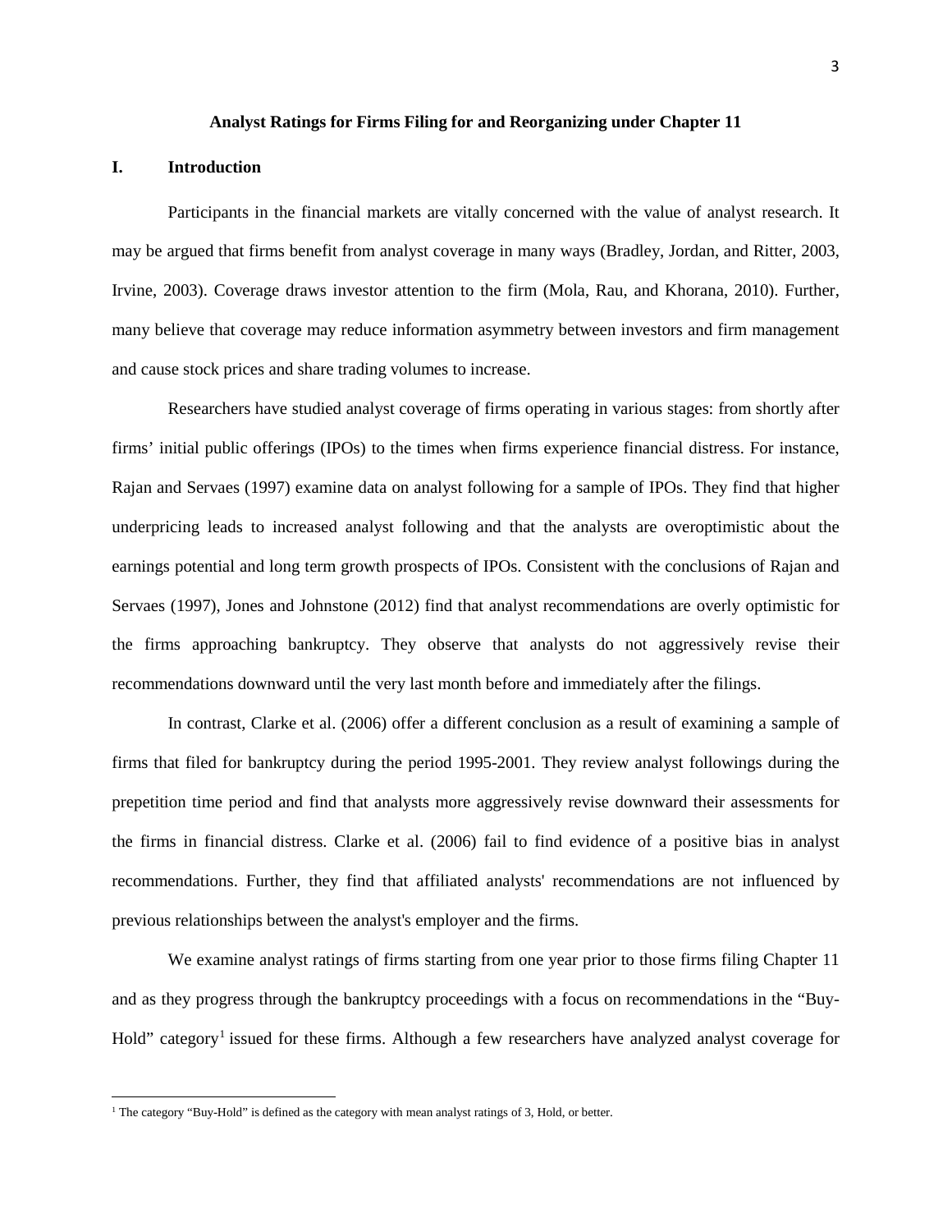**Analyst Ratings for Firms Filing for and Reorganizing under Chapter 11**

## I. Introduction

Participants in the financial markets are vitally concerned with the value of analyst research. It may be argued that firms benefit from analyst coverage in many ways (Bradley, Jordan, and Ritter, 2003, Irvine, 2003). Coverage draws investor attention to the firm (Mola, Rau, and Khorana, 2010). Further, many believe that coverage may reduce information asymmetry between investors and firm management and cause stock prices and share trading volumes to increase.

Researchers have studied analyst coverage of firms operating in various stages: from shortly after firms' initial public offerings (IPOs) to the times when firms experience financial distress. For instance, Rajan and Servaes (1997) examine data on analyst following for a sample of IPOs. They find that higher underpricing leads to increased analyst following and that the analysts are overoptimistic about the earnings potential and long term growth prospects of IPOs. Consistent with the conclusions of Rajan and Servaes (1997), Jones and Johnstone (2012) find that analyst recommendations are overly optimistic for the firms approaching bankruptcy. They observe that analysts do not aggressively revise their recommendations downward until the very last month before and immediately after the filings.

In contrast, Clarke et al. (2006) offer a different conclusion as a result of examining a sample of firms that filed for bankruptcy during the period 1995-2001. They review analyst followings during the prepetition time period and find that analysts more aggressively revise downward their assessments for the firms in financial distress. Clarke et al. (2006) fail to find evidence of a positive bias in analyst recommendations. Further, they find that affiliated analysts' recommendations are not influenced by previous relationships between the analyst's employer and the firms.

We examine analyst ratings of firms starting from one year prior to those firms filing Chapter 11 and as they progress through the bankruptcy proceedings with a focus on recommendations in the "Buy-Hold" category[1] issued for these firms. Although a few researchers have analyzed analyst coverage for

[1] The category "Buy-Hold" is defined as the category with mean analyst ratings of 3, Hold, or better.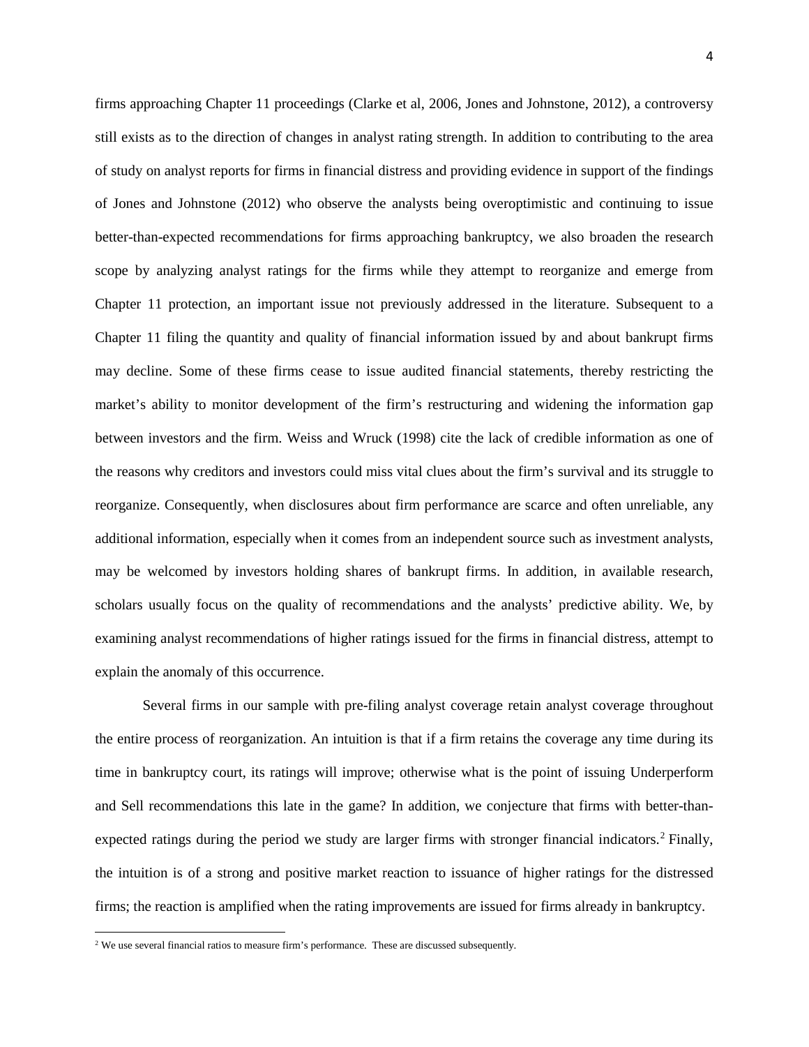firms approaching Chapter 11 proceedings (Clarke et al, 2006, Jones and Johnstone, 2012), a controversy still exists as to the direction of changes in analyst rating strength. In addition to contributing to the area of study on analyst reports for firms in financial distress and providing evidence in support of the findings of Jones and Johnstone (2012) who observe the analysts being overoptimistic and continuing to issue better-than-expected recommendations for firms approaching bankruptcy, we also broaden the research scope by analyzing analyst ratings for the firms while they attempt to reorganize and emerge from Chapter 11 protection, an important issue not previously addressed in the literature. Subsequent to a Chapter 11 filing the quantity and quality of financial information issued by and about bankrupt firms may decline. Some of these firms cease to issue audited financial statements, thereby restricting the market's ability to monitor development of the firm's restructuring and widening the information gap between investors and the firm. Weiss and Wruck (1998) cite the lack of credible information as one of the reasons why creditors and investors could miss vital clues about the firm's survival and its struggle to reorganize. Consequently, when disclosures about firm performance are scarce and often unreliable, any additional information, especially when it comes from an independent source such as investment analysts, may be welcomed by investors holding shares of bankrupt firms. In addition, in available research, scholars usually focus on the quality of recommendations and the analysts' predictive ability. We, by examining analyst recommendations of higher ratings issued for the firms in financial distress, attempt to explain the anomaly of this occurrence.

Several firms in our sample with pre-filing analyst coverage retain analyst coverage throughout the entire process of reorganization. An intuition is that if a firm retains the coverage any time during its time in bankruptcy court, its ratings will improve; otherwise what is the point of issuing Underperform and Sell recommendations this late in the game? In addition, we conjecture that firms with better-than-expected ratings during the period we study are larger firms with stronger financial indicators.[2] Finally, the intuition is of a strong and positive market reaction to issuance of higher ratings for the distressed firms; the reaction is amplified when the rating improvements are issued for firms already in bankruptcy.

[2] We use several financial ratios to measure firm's performance. These are discussed subsequently.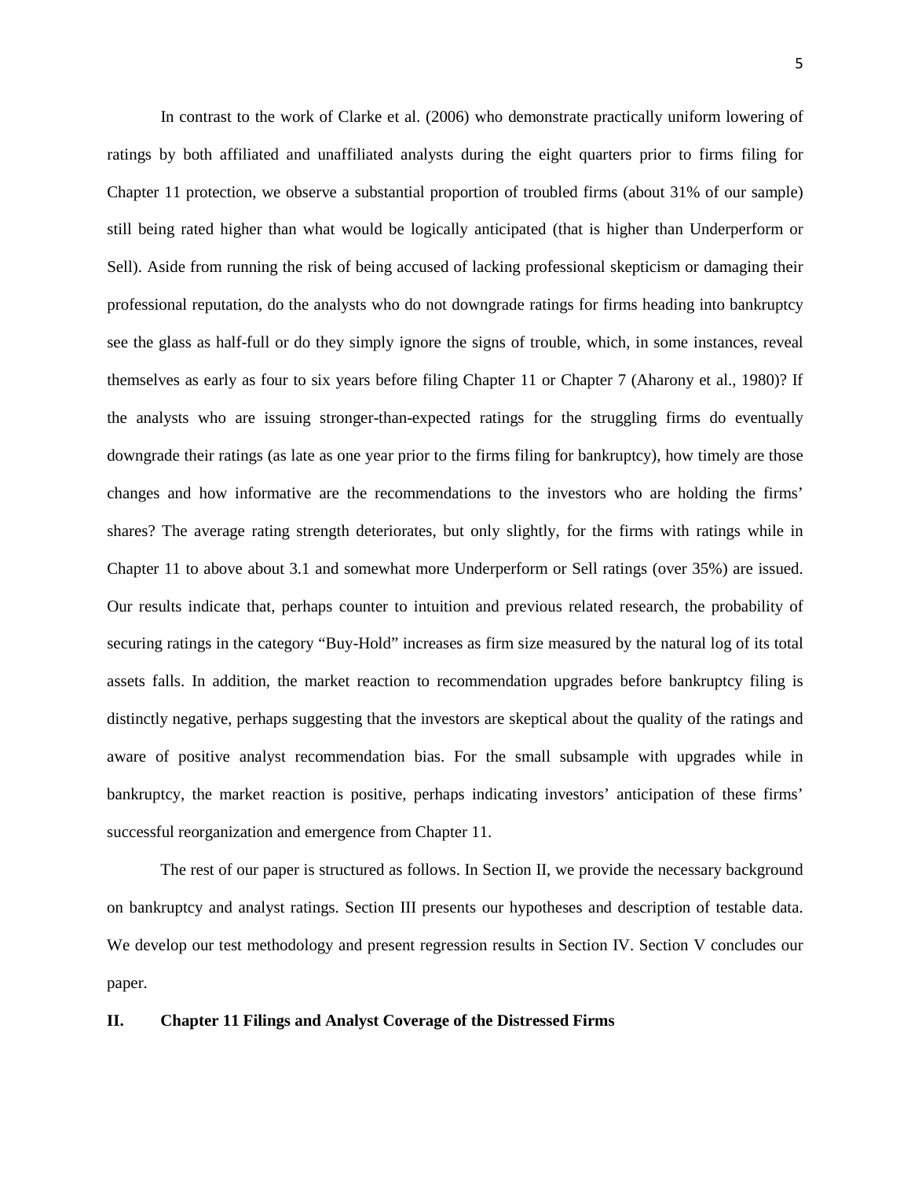In contrast to the work of Clarke et al. (2006) who demonstrate practically uniform lowering of ratings by both affiliated and unaffiliated analysts during the eight quarters prior to firms filing for Chapter 11 protection, we observe a substantial proportion of troubled firms (about 31% of our sample) still being rated higher than what would be logically anticipated (that is higher than Underperform or Sell). Aside from running the risk of being accused of lacking professional skepticism or damaging their professional reputation, do the analysts who do not downgrade ratings for firms heading into bankruptcy see the glass as half-full or do they simply ignore the signs of trouble, which, in some instances, reveal themselves as early as four to six years before filing Chapter 11 or Chapter 7 (Aharony et al., 1980)? If the analysts who are issuing stronger-than-expected ratings for the struggling firms do eventually downgrade their ratings (as late as one year prior to the firms filing for bankruptcy), how timely are those changes and how informative are the recommendations to the investors who are holding the firms' shares? The average rating strength deteriorates, but only slightly, for the firms with ratings while in Chapter 11 to above about 3.1 and somewhat more Underperform or Sell ratings (over 35%) are issued. Our results indicate that, perhaps counter to intuition and previous related research, the probability of securing ratings in the category "Buy-Hold" increases as firm size measured by the natural log of its total assets falls. In addition, the market reaction to recommendation upgrades before bankruptcy filing is distinctly negative, perhaps suggesting that the investors are skeptical about the quality of the ratings and aware of positive analyst recommendation bias. For the small subsample with upgrades while in bankruptcy, the market reaction is positive, perhaps indicating investors' anticipation of these firms' successful reorganization and emergence from Chapter 11.

The rest of our paper is structured as follows. In Section II, we provide the necessary background on bankruptcy and analyst ratings. Section III presents our hypotheses and description of testable data. We develop our test methodology and present regression results in Section IV. Section V concludes our paper.

## II. Chapter 11 Filings and Analyst Coverage of the Distressed Firms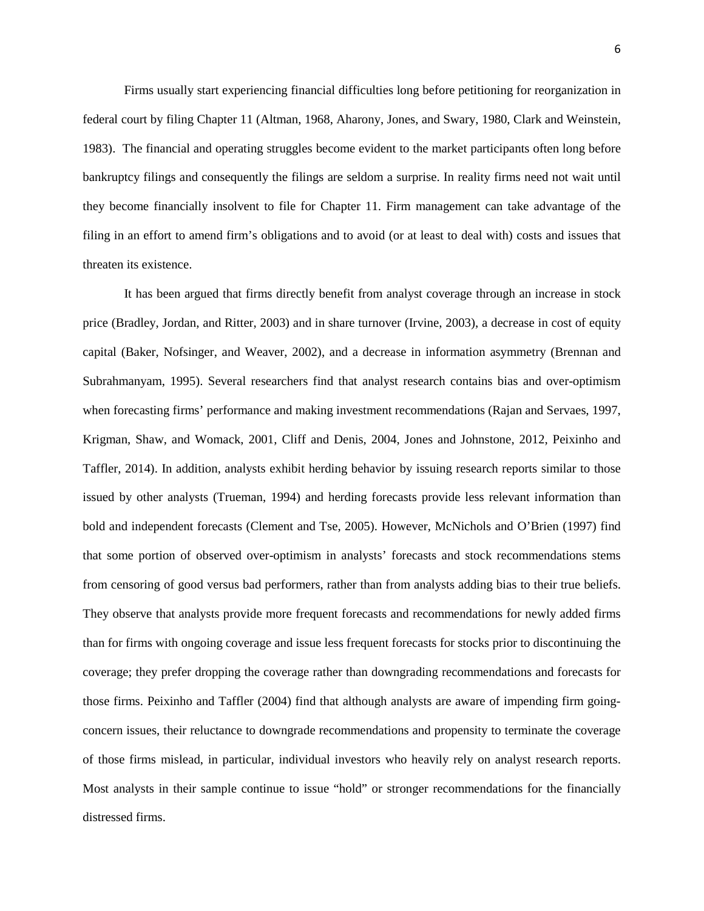Firms usually start experiencing financial difficulties long before petitioning for reorganization in federal court by filing Chapter 11 (Altman, 1968, Aharony, Jones, and Swary, 1980, Clark and Weinstein, 1983). The financial and operating struggles become evident to the market participants often long before bankruptcy filings and consequently the filings are seldom a surprise. In reality firms need not wait until they become financially insolvent to file for Chapter 11. Firm management can take advantage of the filing in an effort to amend firm's obligations and to avoid (or at least to deal with) costs and issues that threaten its existence.

It has been argued that firms directly benefit from analyst coverage through an increase in stock price (Bradley, Jordan, and Ritter, 2003) and in share turnover (Irvine, 2003), a decrease in cost of equity capital (Baker, Nofsinger, and Weaver, 2002), and a decrease in information asymmetry (Brennan and Subrahmanyam, 1995). Several researchers find that analyst research contains bias and over-optimism when forecasting firms' performance and making investment recommendations (Rajan and Servaes, 1997, Krigman, Shaw, and Womack, 2001, Cliff and Denis, 2004, Jones and Johnstone, 2012, Peixinho and Taffler, 2014). In addition, analysts exhibit herding behavior by issuing research reports similar to those issued by other analysts (Trueman, 1994) and herding forecasts provide less relevant information than bold and independent forecasts (Clement and Tse, 2005). However, McNichols and O'Brien (1997) find that some portion of observed over-optimism in analysts' forecasts and stock recommendations stems from censoring of good versus bad performers, rather than from analysts adding bias to their true beliefs. They observe that analysts provide more frequent forecasts and recommendations for newly added firms than for firms with ongoing coverage and issue less frequent forecasts for stocks prior to discontinuing the coverage; they prefer dropping the coverage rather than downgrading recommendations and forecasts for those firms. Peixinho and Taffler (2004) find that although analysts are aware of impending firm going-concern issues, their reluctance to downgrade recommendations and propensity to terminate the coverage of those firms mislead, in particular, individual investors who heavily rely on analyst research reports. Most analysts in their sample continue to issue "hold" or stronger recommendations for the financially distressed firms.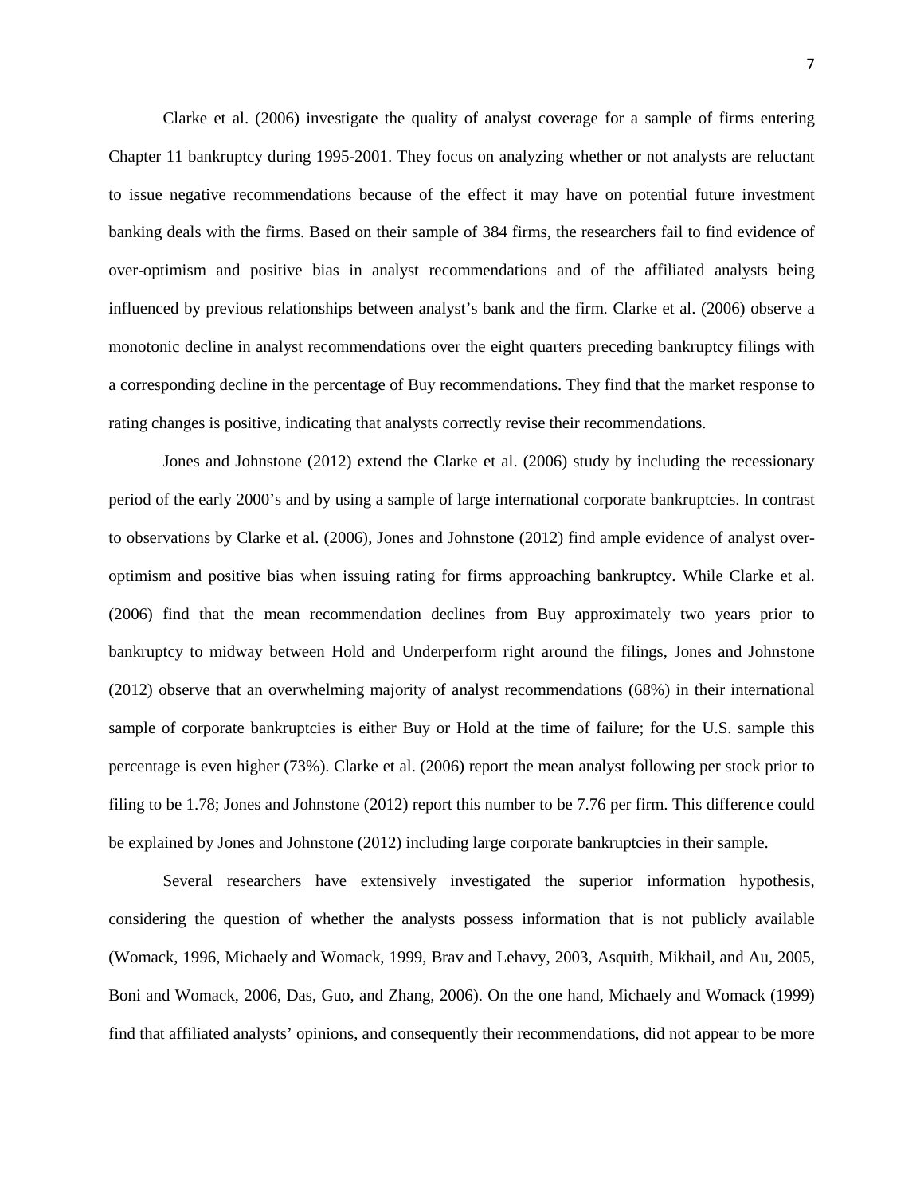Clarke et al. (2006) investigate the quality of analyst coverage for a sample of firms entering Chapter 11 bankruptcy during 1995-2001. They focus on analyzing whether or not analysts are reluctant to issue negative recommendations because of the effect it may have on potential future investment banking deals with the firms. Based on their sample of 384 firms, the researchers fail to find evidence of over-optimism and positive bias in analyst recommendations and of the affiliated analysts being influenced by previous relationships between analyst's bank and the firm. Clarke et al. (2006) observe a monotonic decline in analyst recommendations over the eight quarters preceding bankruptcy filings with a corresponding decline in the percentage of Buy recommendations. They find that the market response to rating changes is positive, indicating that analysts correctly revise their recommendations.

Jones and Johnstone (2012) extend the Clarke et al. (2006) study by including the recessionary period of the early 2000's and by using a sample of large international corporate bankruptcies. In contrast to observations by Clarke et al. (2006), Jones and Johnstone (2012) find ample evidence of analyst over-optimism and positive bias when issuing rating for firms approaching bankruptcy. While Clarke et al. (2006) find that the mean recommendation declines from Buy approximately two years prior to bankruptcy to midway between Hold and Underperform right around the filings, Jones and Johnstone (2012) observe that an overwhelming majority of analyst recommendations (68%) in their international sample of corporate bankruptcies is either Buy or Hold at the time of failure; for the U.S. sample this percentage is even higher (73%). Clarke et al. (2006) report the mean analyst following per stock prior to filing to be 1.78; Jones and Johnstone (2012) report this number to be 7.76 per firm. This difference could be explained by Jones and Johnstone (2012) including large corporate bankruptcies in their sample.

Several researchers have extensively investigated the superior information hypothesis, considering the question of whether the analysts possess information that is not publicly available (Womack, 1996, Michaely and Womack, 1999, Brav and Lehavy, 2003, Asquith, Mikhail, and Au, 2005, Boni and Womack, 2006, Das, Guo, and Zhang, 2006). On the one hand, Michaely and Womack (1999) find that affiliated analysts' opinions, and consequently their recommendations, did not appear to be more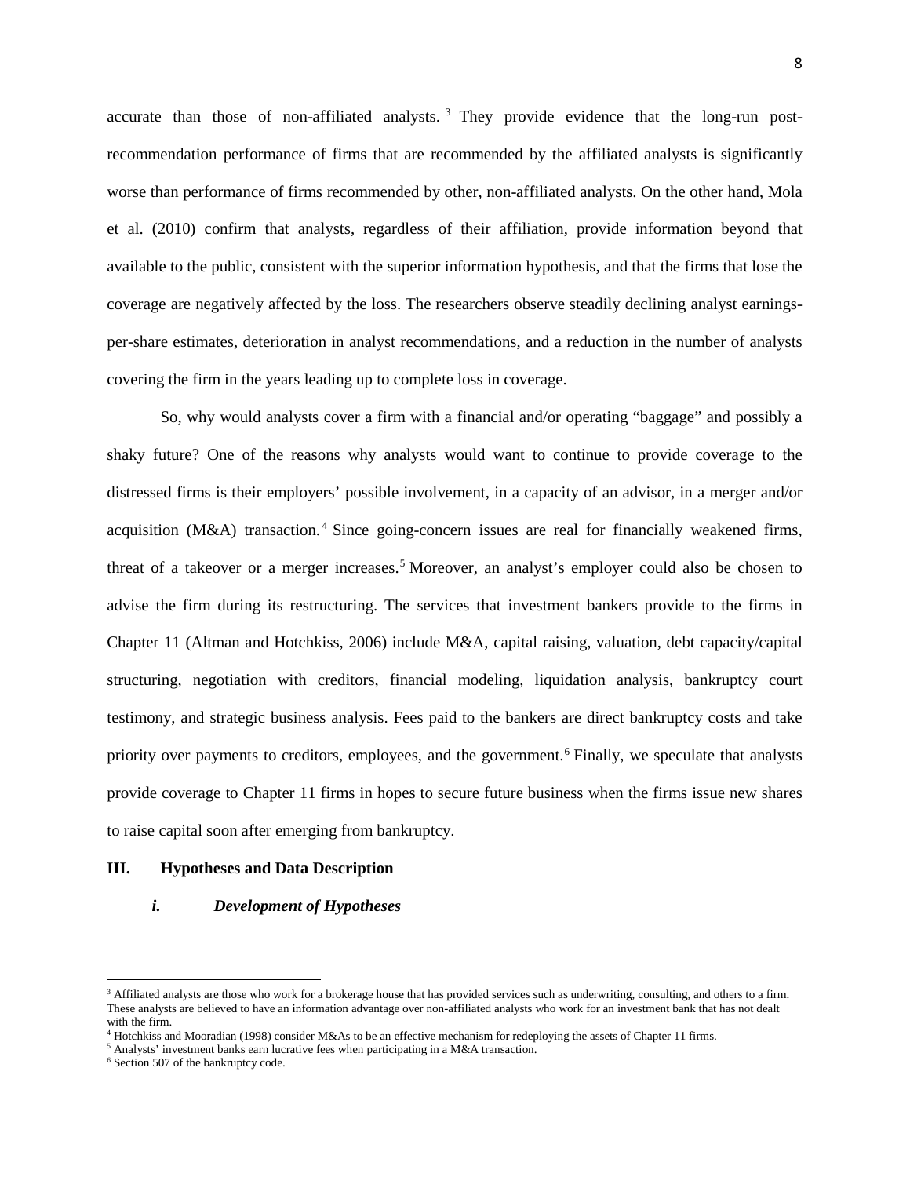accurate than those of non-affiliated analysts.[3] They provide evidence that the long-run post-recommendation performance of firms that are recommended by the affiliated analysts is significantly worse than performance of firms recommended by other, non-affiliated analysts. On the other hand, Mola et al. (2010) confirm that analysts, regardless of their affiliation, provide information beyond that available to the public, consistent with the superior information hypothesis, and that the firms that lose the coverage are negatively affected by the loss. The researchers observe steadily declining analyst earnings-per-share estimates, deterioration in analyst recommendations, and a reduction in the number of analysts covering the firm in the years leading up to complete loss in coverage.

So, why would analysts cover a firm with a financial and/or operating "baggage" and possibly a shaky future? One of the reasons why analysts would want to continue to provide coverage to the distressed firms is their employers' possible involvement, in a capacity of an advisor, in a merger and/or acquisition (M&A) transaction.[4] Since going-concern issues are real for financially weakened firms, threat of a takeover or a merger increases.[5] Moreover, an analyst's employer could also be chosen to advise the firm during its restructuring. The services that investment bankers provide to the firms in Chapter 11 (Altman and Hotchkiss, 2006) include M&A, capital raising, valuation, debt capacity/capital structuring, negotiation with creditors, financial modeling, liquidation analysis, bankruptcy court testimony, and strategic business analysis. Fees paid to the bankers are direct bankruptcy costs and take priority over payments to creditors, employees, and the government.[6] Finally, we speculate that analysts provide coverage to Chapter 11 firms in hopes to secure future business when the firms issue new shares to raise capital soon after emerging from bankruptcy.

## III. Hypotheses and Data Description

### *i. Development of Hypotheses*

---

[3] Affiliated analysts are those who work for a brokerage house that has provided services such as underwriting, consulting, and others to a firm. These analysts are believed to have an information advantage over non-affiliated analysts who work for an investment bank that has not dealt with the firm.

[4] Hotchkiss and Mooradian (1998) consider M&As to be an effective mechanism for redeploying the assets of Chapter 11 firms.

[5] Analysts' investment banks earn lucrative fees when participating in a M&A transaction.

[6] Section 507 of the bankruptcy code.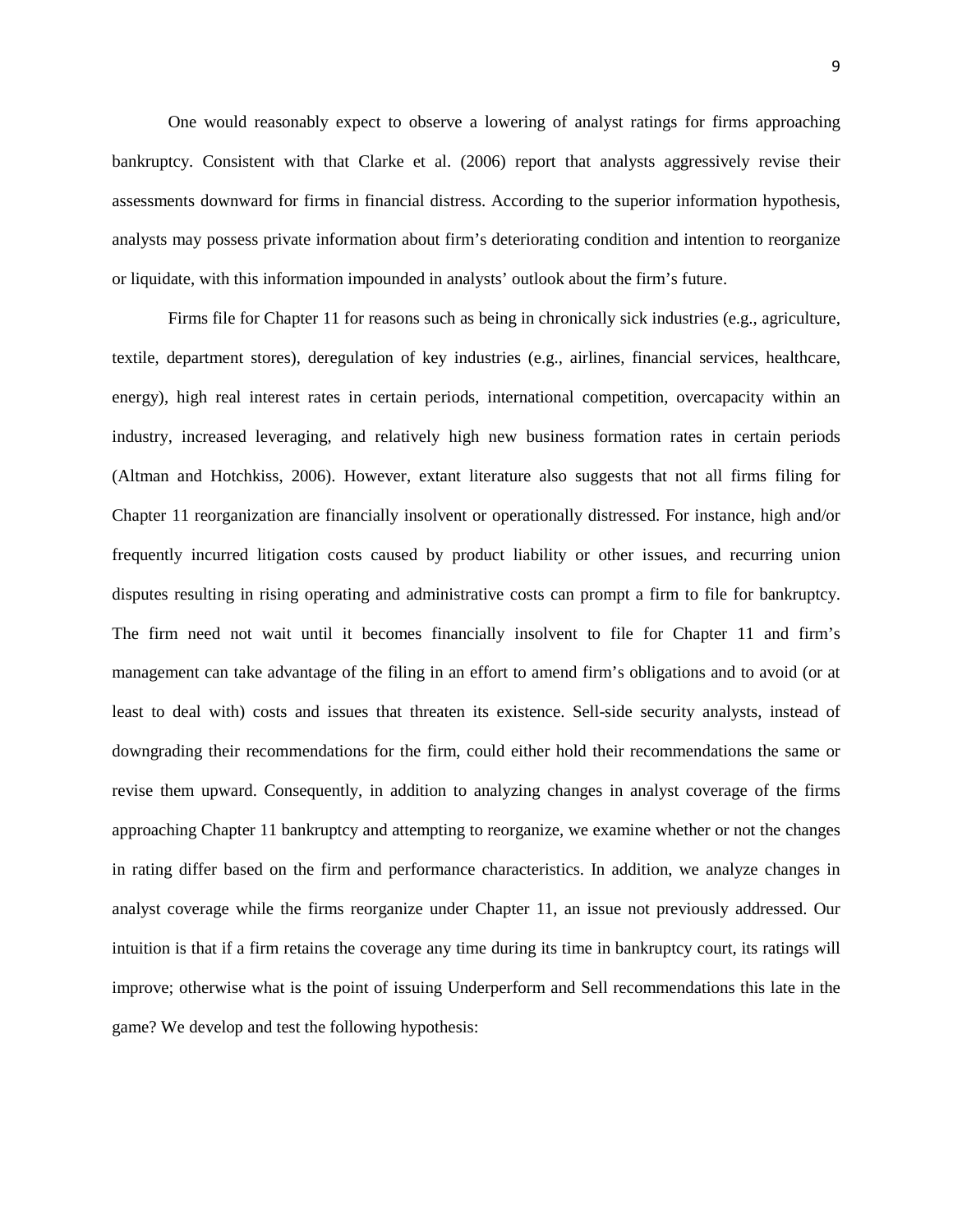One would reasonably expect to observe a lowering of analyst ratings for firms approaching bankruptcy. Consistent with that Clarke et al. (2006) report that analysts aggressively revise their assessments downward for firms in financial distress. According to the superior information hypothesis, analysts may possess private information about firm's deteriorating condition and intention to reorganize or liquidate, with this information impounded in analysts' outlook about the firm's future.

Firms file for Chapter 11 for reasons such as being in chronically sick industries (e.g., agriculture, textile, department stores), deregulation of key industries (e.g., airlines, financial services, healthcare, energy), high real interest rates in certain periods, international competition, overcapacity within an industry, increased leveraging, and relatively high new business formation rates in certain periods (Altman and Hotchkiss, 2006). However, extant literature also suggests that not all firms filing for Chapter 11 reorganization are financially insolvent or operationally distressed. For instance, high and/or frequently incurred litigation costs caused by product liability or other issues, and recurring union disputes resulting in rising operating and administrative costs can prompt a firm to file for bankruptcy. The firm need not wait until it becomes financially insolvent to file for Chapter 11 and firm's management can take advantage of the filing in an effort to amend firm's obligations and to avoid (or at least to deal with) costs and issues that threaten its existence. Sell-side security analysts, instead of downgrading their recommendations for the firm, could either hold their recommendations the same or revise them upward. Consequently, in addition to analyzing changes in analyst coverage of the firms approaching Chapter 11 bankruptcy and attempting to reorganize, we examine whether or not the changes in rating differ based on the firm and performance characteristics. In addition, we analyze changes in analyst coverage while the firms reorganize under Chapter 11, an issue not previously addressed. Our intuition is that if a firm retains the coverage any time during its time in bankruptcy court, its ratings will improve; otherwise what is the point of issuing Underperform and Sell recommendations this late in the game? We develop and test the following hypothesis: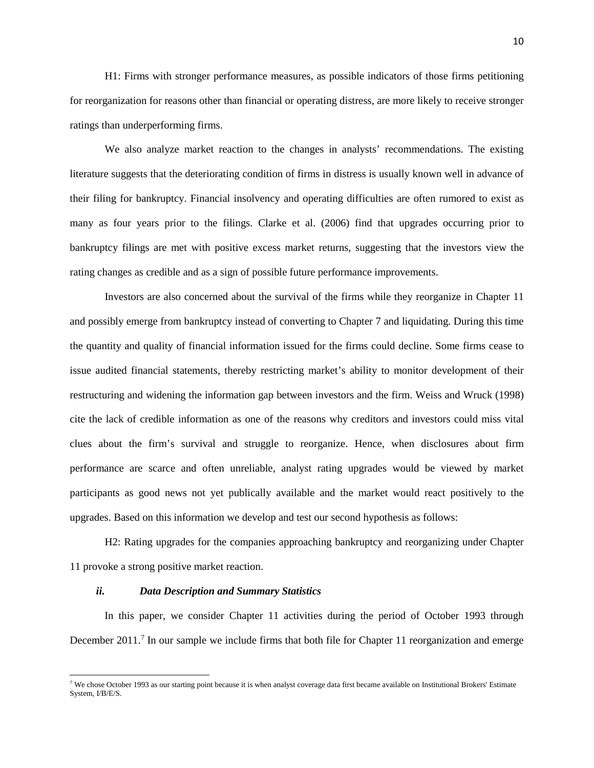H1: Firms with stronger performance measures, as possible indicators of those firms petitioning for reorganization for reasons other than financial or operating distress, are more likely to receive stronger ratings than underperforming firms.

We also analyze market reaction to the changes in analysts' recommendations. The existing literature suggests that the deteriorating condition of firms in distress is usually known well in advance of their filing for bankruptcy. Financial insolvency and operating difficulties are often rumored to exist as many as four years prior to the filings. Clarke et al. (2006) find that upgrades occurring prior to bankruptcy filings are met with positive excess market returns, suggesting that the investors view the rating changes as credible and as a sign of possible future performance improvements.

Investors are also concerned about the survival of the firms while they reorganize in Chapter 11 and possibly emerge from bankruptcy instead of converting to Chapter 7 and liquidating. During this time the quantity and quality of financial information issued for the firms could decline. Some firms cease to issue audited financial statements, thereby restricting market's ability to monitor development of their restructuring and widening the information gap between investors and the firm. Weiss and Wruck (1998) cite the lack of credible information as one of the reasons why creditors and investors could miss vital clues about the firm's survival and struggle to reorganize. Hence, when disclosures about firm performance are scarce and often unreliable, analyst rating upgrades would be viewed by market participants as good news not yet publically available and the market would react positively to the upgrades. Based on this information we develop and test our second hypothesis as follows:

H2: Rating upgrades for the companies approaching bankruptcy and reorganizing under Chapter 11 provoke a strong positive market reaction.

### *ii. Data Description and Summary Statistics*

In this paper, we consider Chapter 11 activities during the period of October 1993 through December 2011.[7] In our sample we include firms that both file for Chapter 11 reorganization and emerge

[7] We chose October 1993 as our starting point because it is when analyst coverage data first became available on Institutional Brokers' Estimate System, I/B/E/S.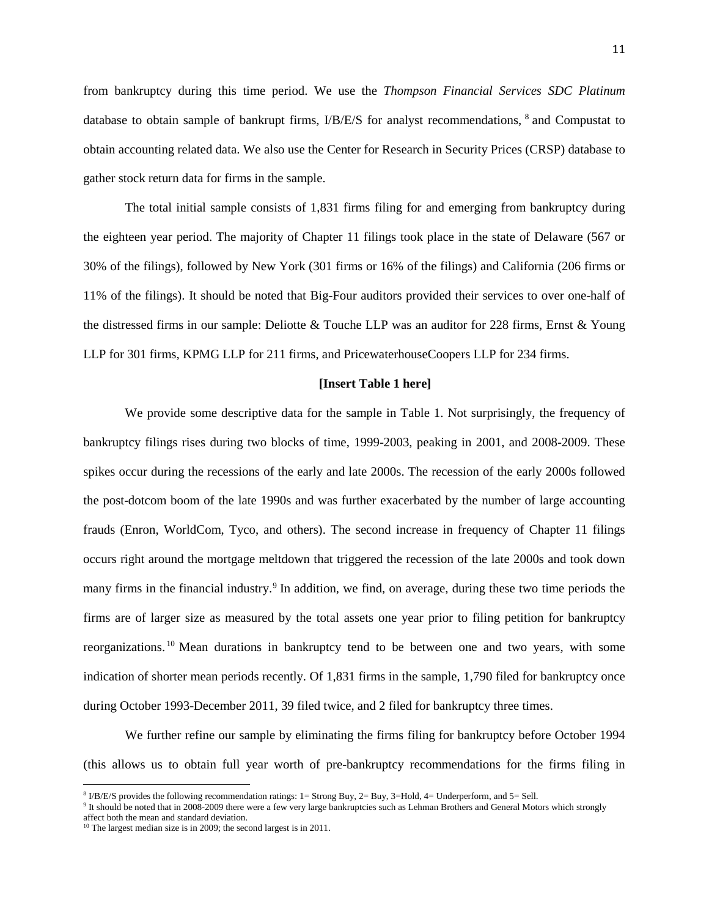from bankruptcy during this time period. We use the *Thompson Financial Services SDC Platinum* database to obtain sample of bankrupt firms, I/B/E/S for analyst recommendations, [8] and Compustat to obtain accounting related data. We also use the Center for Research in Security Prices (CRSP) database to gather stock return data for firms in the sample.

The total initial sample consists of 1,831 firms filing for and emerging from bankruptcy during the eighteen year period. The majority of Chapter 11 filings took place in the state of Delaware (567 or 30% of the filings), followed by New York (301 firms or 16% of the filings) and California (206 firms or 11% of the filings). It should be noted that Big-Four auditors provided their services to over one-half of the distressed firms in our sample: Deliotte & Touche LLP was an auditor for 228 firms, Ernst & Young LLP for 301 firms, KPMG LLP for 211 firms, and PricewaterhouseCoopers LLP for 234 firms.

**[Insert Table 1 here]**

We provide some descriptive data for the sample in Table 1. Not surprisingly, the frequency of bankruptcy filings rises during two blocks of time, 1999-2003, peaking in 2001, and 2008-2009. These spikes occur during the recessions of the early and late 2000s. The recession of the early 2000s followed the post-dotcom boom of the late 1990s and was further exacerbated by the number of large accounting frauds (Enron, WorldCom, Tyco, and others). The second increase in frequency of Chapter 11 filings occurs right around the mortgage meltdown that triggered the recession of the late 2000s and took down many firms in the financial industry.[9] In addition, we find, on average, during these two time periods the firms are of larger size as measured by the total assets one year prior to filing petition for bankruptcy reorganizations.[10] Mean durations in bankruptcy tend to be between one and two years, with some indication of shorter mean periods recently. Of 1,831 firms in the sample, 1,790 filed for bankruptcy once during October 1993-December 2011, 39 filed twice, and 2 filed for bankruptcy three times.

We further refine our sample by eliminating the firms filing for bankruptcy before October 1994 (this allows us to obtain full year worth of pre-bankruptcy recommendations for the firms filing in

---

[8] I/B/E/S provides the following recommendation ratings: 1= Strong Buy, 2= Buy, 3=Hold, 4= Underperform, and 5= Sell.

[9] It should be noted that in 2008-2009 there were a few very large bankruptcies such as Lehman Brothers and General Motors which strongly affect both the mean and standard deviation.

[10] The largest median size is in 2009; the second largest is in 2011.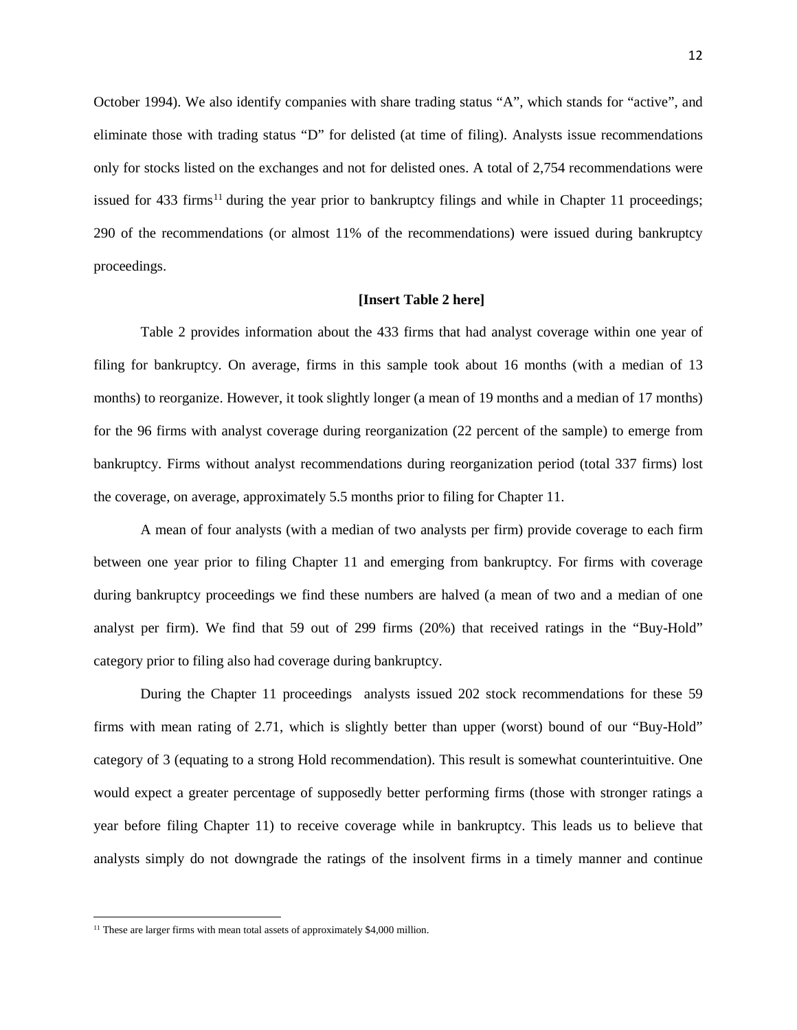October 1994). We also identify companies with share trading status "A", which stands for "active", and eliminate those with trading status "D" for delisted (at time of filing). Analysts issue recommendations only for stocks listed on the exchanges and not for delisted ones. A total of 2,754 recommendations were issued for 433 firms[11] during the year prior to bankruptcy filings and while in Chapter 11 proceedings; 290 of the recommendations (or almost 11% of the recommendations) were issued during bankruptcy proceedings.

**[Insert Table 2 here]**

Table 2 provides information about the 433 firms that had analyst coverage within one year of filing for bankruptcy. On average, firms in this sample took about 16 months (with a median of 13 months) to reorganize. However, it took slightly longer (a mean of 19 months and a median of 17 months) for the 96 firms with analyst coverage during reorganization (22 percent of the sample) to emerge from bankruptcy. Firms without analyst recommendations during reorganization period (total 337 firms) lost the coverage, on average, approximately 5.5 months prior to filing for Chapter 11.

A mean of four analysts (with a median of two analysts per firm) provide coverage to each firm between one year prior to filing Chapter 11 and emerging from bankruptcy. For firms with coverage during bankruptcy proceedings we find these numbers are halved (a mean of two and a median of one analyst per firm). We find that 59 out of 299 firms (20%) that received ratings in the "Buy-Hold" category prior to filing also had coverage during bankruptcy.

During the Chapter 11 proceedings analysts issued 202 stock recommendations for these 59 firms with mean rating of 2.71, which is slightly better than upper (worst) bound of our "Buy-Hold" category of 3 (equating to a strong Hold recommendation). This result is somewhat counterintuitive. One would expect a greater percentage of supposedly better performing firms (those with stronger ratings a year before filing Chapter 11) to receive coverage while in bankruptcy. This leads us to believe that analysts simply do not downgrade the ratings of the insolvent firms in a timely manner and continue

---

[11] These are larger firms with mean total assets of approximately $4,000 million.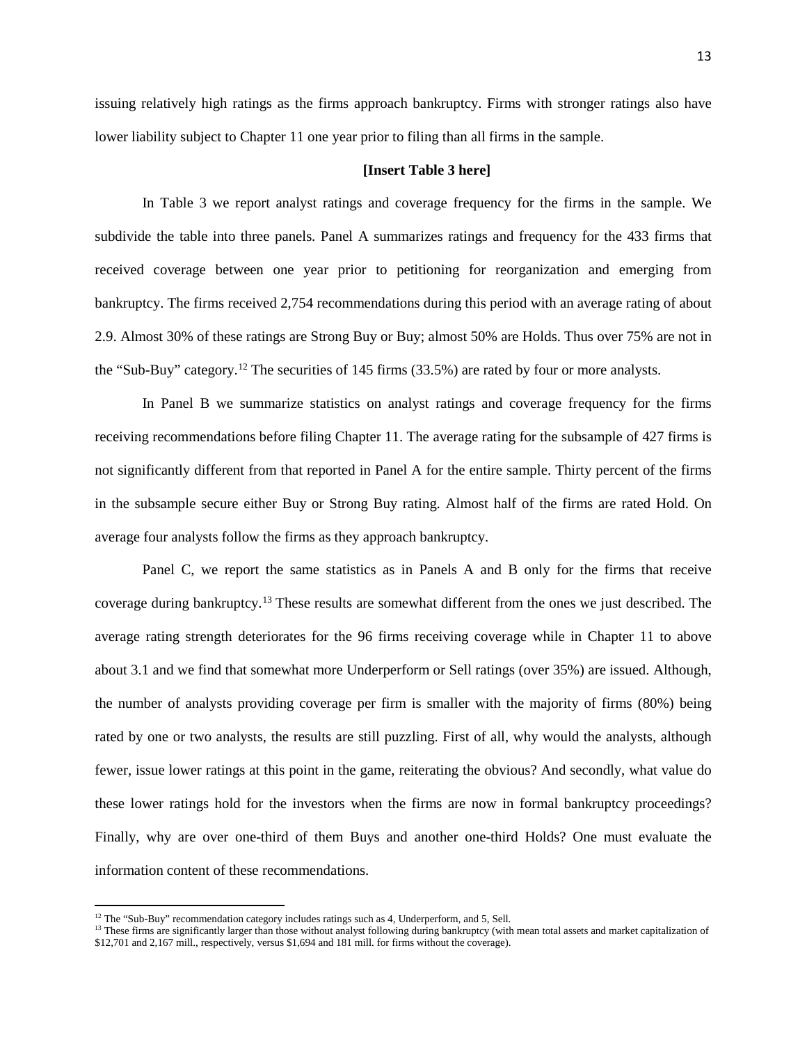issuing relatively high ratings as the firms approach bankruptcy. Firms with stronger ratings also have lower liability subject to Chapter 11 one year prior to filing than all firms in the sample.

**[Insert Table 3 here]**

In Table 3 we report analyst ratings and coverage frequency for the firms in the sample. We subdivide the table into three panels. Panel A summarizes ratings and frequency for the 433 firms that received coverage between one year prior to petitioning for reorganization and emerging from bankruptcy. The firms received 2,754 recommendations during this period with an average rating of about 2.9. Almost 30% of these ratings are Strong Buy or Buy; almost 50% are Holds. Thus over 75% are not in the "Sub-Buy" category.[12] The securities of 145 firms (33.5%) are rated by four or more analysts.

In Panel B we summarize statistics on analyst ratings and coverage frequency for the firms receiving recommendations before filing Chapter 11. The average rating for the subsample of 427 firms is not significantly different from that reported in Panel A for the entire sample. Thirty percent of the firms in the subsample secure either Buy or Strong Buy rating. Almost half of the firms are rated Hold. On average four analysts follow the firms as they approach bankruptcy.

Panel C, we report the same statistics as in Panels A and B only for the firms that receive coverage during bankruptcy.[13] These results are somewhat different from the ones we just described. The average rating strength deteriorates for the 96 firms receiving coverage while in Chapter 11 to above about 3.1 and we find that somewhat more Underperform or Sell ratings (over 35%) are issued. Although, the number of analysts providing coverage per firm is smaller with the majority of firms (80%) being rated by one or two analysts, the results are still puzzling. First of all, why would the analysts, although fewer, issue lower ratings at this point in the game, reiterating the obvious? And secondly, what value do these lower ratings hold for the investors when the firms are now in formal bankruptcy proceedings? Finally, why are over one-third of them Buys and another one-third Holds? One must evaluate the information content of these recommendations.

[12] The "Sub-Buy" recommendation category includes ratings such as 4, Underperform, and 5, Sell.

[13] These firms are significantly larger than those without analyst following during bankruptcy (with mean total assets and market capitalization of \$12,701 and 2,167 mill., respectively, versus \$1,694 and 181 mill. for firms without the coverage).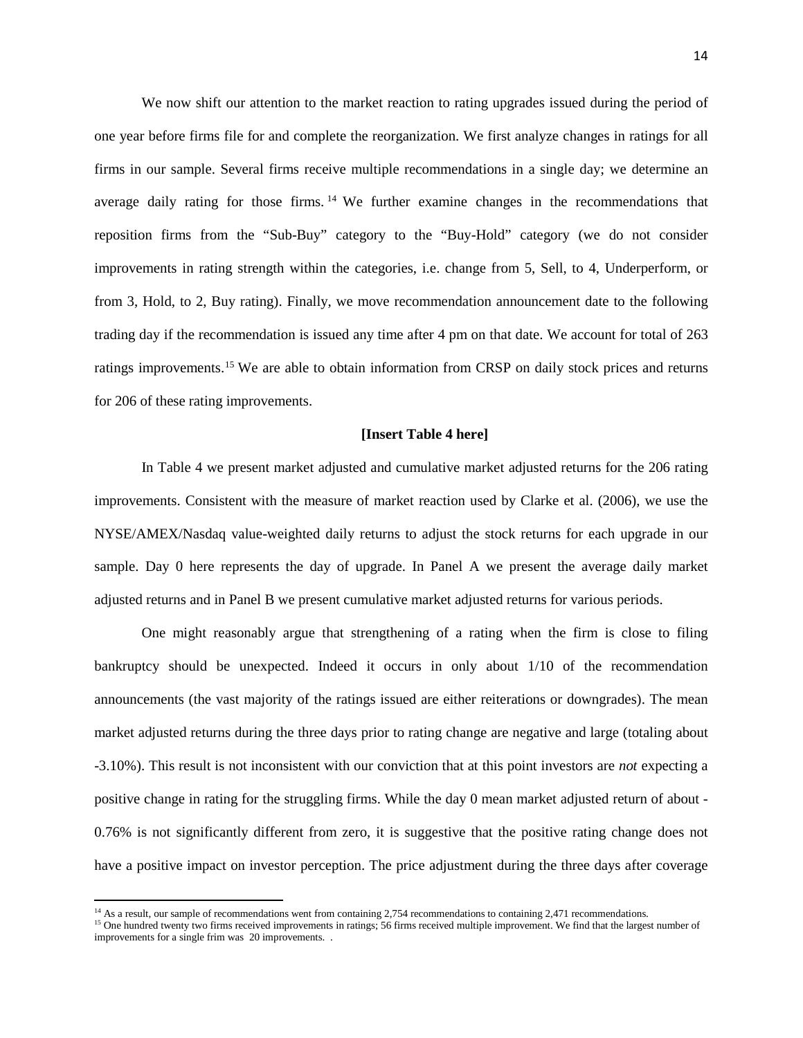We now shift our attention to the market reaction to rating upgrades issued during the period of one year before firms file for and complete the reorganization. We first analyze changes in ratings for all firms in our sample. Several firms receive multiple recommendations in a single day; we determine an average daily rating for those firms.[14] We further examine changes in the recommendations that reposition firms from the "Sub-Buy" category to the "Buy-Hold" category (we do not consider improvements in rating strength within the categories, i.e. change from 5, Sell, to 4, Underperform, or from 3, Hold, to 2, Buy rating). Finally, we move recommendation announcement date to the following trading day if the recommendation is issued any time after 4 pm on that date. We account for total of 263 ratings improvements.[15] We are able to obtain information from CRSP on daily stock prices and returns for 206 of these rating improvements.

**[Insert Table 4 here]**

In Table 4 we present market adjusted and cumulative market adjusted returns for the 206 rating improvements. Consistent with the measure of market reaction used by Clarke et al. (2006), we use the NYSE/AMEX/Nasdaq value-weighted daily returns to adjust the stock returns for each upgrade in our sample. Day 0 here represents the day of upgrade. In Panel A we present the average daily market adjusted returns and in Panel B we present cumulative market adjusted returns for various periods.

One might reasonably argue that strengthening of a rating when the firm is close to filing bankruptcy should be unexpected. Indeed it occurs in only about 1/10 of the recommendation announcements (the vast majority of the ratings issued are either reiterations or downgrades). The mean market adjusted returns during the three days prior to rating change are negative and large (totaling about -3.10%). This result is not inconsistent with our conviction that at this point investors are *not* expecting a positive change in rating for the struggling firms. While the day 0 mean market adjusted return of about -0.76% is not significantly different from zero, it is suggestive that the positive rating change does not have a positive impact on investor perception. The price adjustment during the three days after coverage

[14] As a result, our sample of recommendations went from containing 2,754 recommendations to containing 2,471 recommendations.

[15] One hundred twenty two firms received improvements in ratings; 56 firms received multiple improvement. We find that the largest number of improvements for a single frim was 20 improvements. .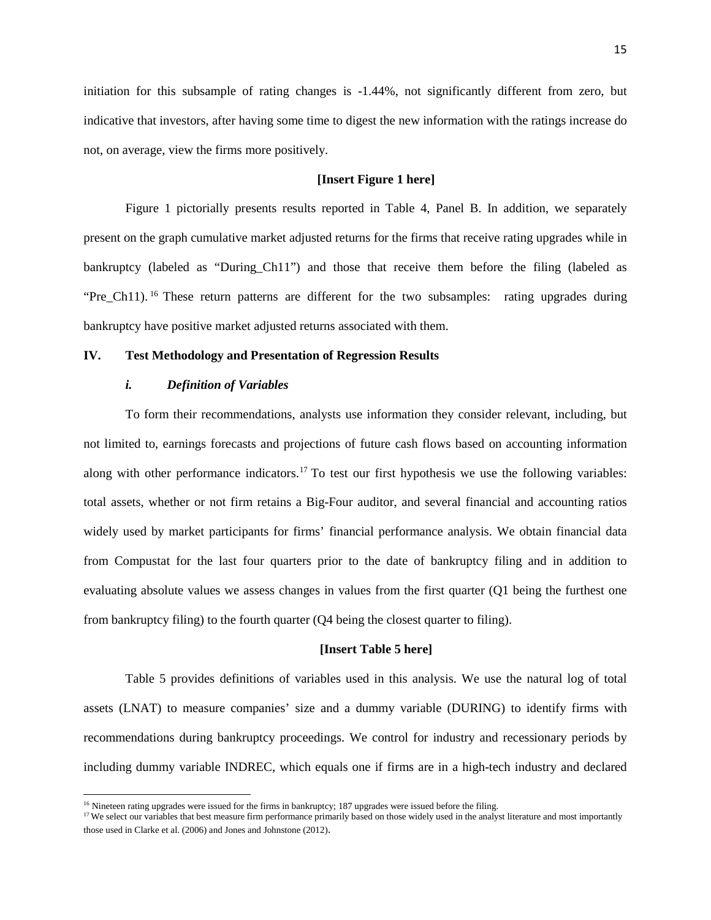initiation for this subsample of rating changes is -1.44%, not significantly different from zero, but indicative that investors, after having some time to digest the new information with the ratings increase do not, on average, view the firms more positively.

**[Insert Figure 1 here]**

Figure 1 pictorially presents results reported in Table 4, Panel B. In addition, we separately present on the graph cumulative market adjusted returns for the firms that receive rating upgrades while in bankruptcy (labeled as "During_Ch11") and those that receive them before the filing (labeled as "Pre_Ch11).[16] These return patterns are different for the two subsamples: rating upgrades during bankruptcy have positive market adjusted returns associated with them.

## IV. Test Methodology and Presentation of Regression Results

### *i. Definition of Variables*

To form their recommendations, analysts use information they consider relevant, including, but not limited to, earnings forecasts and projections of future cash flows based on accounting information along with other performance indicators.[17] To test our first hypothesis we use the following variables: total assets, whether or not firm retains a Big-Four auditor, and several financial and accounting ratios widely used by market participants for firms' financial performance analysis. We obtain financial data from Compustat for the last four quarters prior to the date of bankruptcy filing and in addition to evaluating absolute values we assess changes in values from the first quarter (Q1 being the furthest one from bankruptcy filing) to the fourth quarter (Q4 being the closest quarter to filing).

**[Insert Table 5 here]**

Table 5 provides definitions of variables used in this analysis. We use the natural log of total assets (LNAT) to measure companies' size and a dummy variable (DURING) to identify firms with recommendations during bankruptcy proceedings. We control for industry and recessionary periods by including dummy variable INDREC, which equals one if firms are in a high-tech industry and declared

[16] Nineteen rating upgrades were issued for the firms in bankruptcy; 187 upgrades were issued before the filing.

[17] We select our variables that best measure firm performance primarily based on those widely used in the analyst literature and most importantly those used in Clarke et al. (2006) and Jones and Johnstone (2012).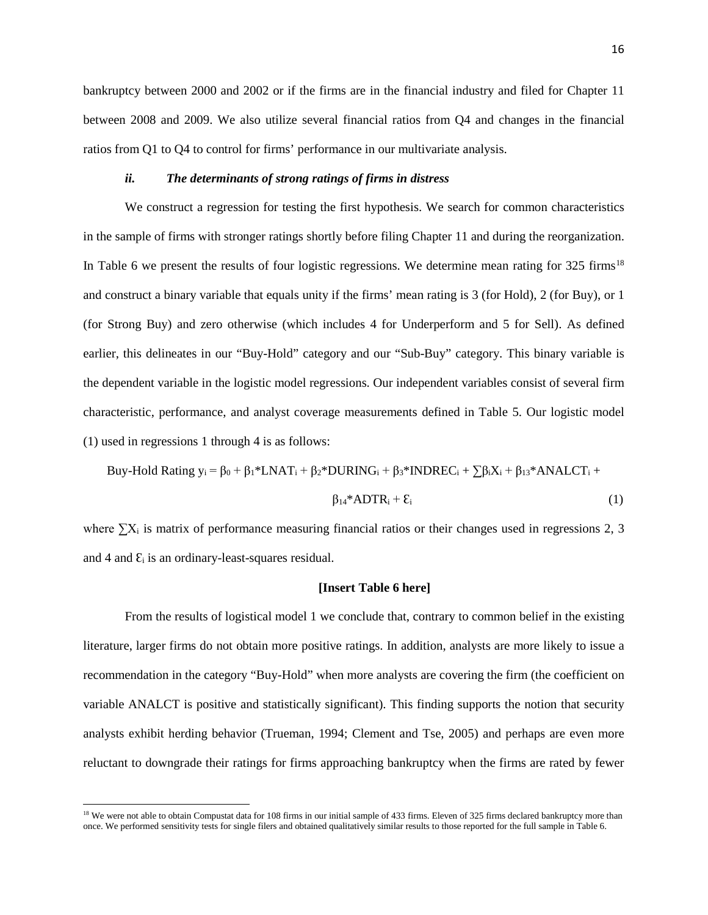bankruptcy between 2000 and 2002 or if the firms are in the financial industry and filed for Chapter 11 between 2008 and 2009. We also utilize several financial ratios from Q4 and changes in the financial ratios from Q1 to Q4 to control for firms' performance in our multivariate analysis.

### *ii. The determinants of strong ratings of firms in distress*

We construct a regression for testing the first hypothesis. We search for common characteristics in the sample of firms with stronger ratings shortly before filing Chapter 11 and during the reorganization. In Table 6 we present the results of four logistic regressions. We determine mean rating for 325 firms[18] and construct a binary variable that equals unity if the firms' mean rating is 3 (for Hold), 2 (for Buy), or 1 (for Strong Buy) and zero otherwise (which includes 4 for Underperform and 5 for Sell). As defined earlier, this delineates in our "Buy-Hold" category and our "Sub-Buy" category. This binary variable is the dependent variable in the logistic model regressions. Our independent variables consist of several firm characteristic, performance, and analyst coverage measurements defined in Table 5. Our logistic model (1) used in regressions 1 through 4 is as follows:

$$\text{Buy-Hold Rating } y_i = \beta_0 + \beta_1 * LNAT_i + \beta_2 * DURING_i + \beta_3 * INDREC_i + \sum \beta_i X_i + \beta_{13} * ANALCT_i + \beta_{14} * ADTR_i + \varepsilon_i \quad (1)$$

where $\sum X_i$ is matrix of performance measuring financial ratios or their changes used in regressions 2, 3 and 4 and $\varepsilon_i$ is an ordinary-least-squares residual.

**[Insert Table 6 here]**

From the results of logistical model 1 we conclude that, contrary to common belief in the existing literature, larger firms do not obtain more positive ratings. In addition, analysts are more likely to issue a recommendation in the category "Buy-Hold" when more analysts are covering the firm (the coefficient on variable ANALCT is positive and statistically significant). This finding supports the notion that security analysts exhibit herding behavior (Trueman, 1994; Clement and Tse, 2005) and perhaps are even more reluctant to downgrade their ratings for firms approaching bankruptcy when the firms are rated by fewer

[18] We were not able to obtain Compustat data for 108 firms in our initial sample of 433 firms. Eleven of 325 firms declared bankruptcy more than once. We performed sensitivity tests for single filers and obtained qualitatively similar results to those reported for the full sample in Table 6.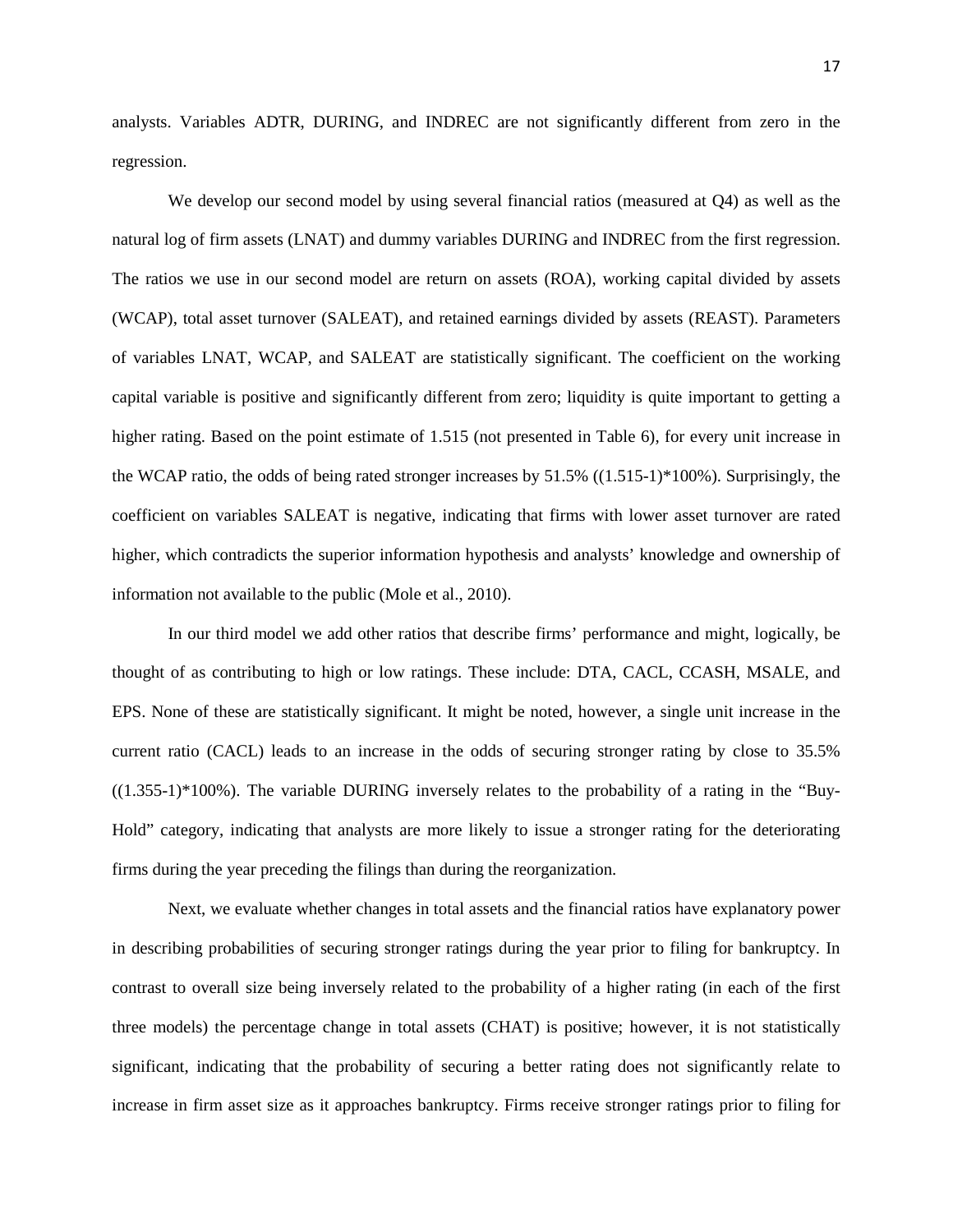analysts. Variables ADTR, DURING, and INDREC are not significantly different from zero in the regression.

We develop our second model by using several financial ratios (measured at Q4) as well as the natural log of firm assets (LNAT) and dummy variables DURING and INDREC from the first regression. The ratios we use in our second model are return on assets (ROA), working capital divided by assets (WCAP), total asset turnover (SALEAT), and retained earnings divided by assets (REAST). Parameters of variables LNAT, WCAP, and SALEAT are statistically significant. The coefficient on the working capital variable is positive and significantly different from zero; liquidity is quite important to getting a higher rating. Based on the point estimate of 1.515 (not presented in Table 6), for every unit increase in the WCAP ratio, the odds of being rated stronger increases by 51.5% ((1.515-1)*100%). Surprisingly, the coefficient on variables SALEAT is negative, indicating that firms with lower asset turnover are rated higher, which contradicts the superior information hypothesis and analysts' knowledge and ownership of information not available to the public (Mole et al., 2010).

In our third model we add other ratios that describe firms' performance and might, logically, be thought of as contributing to high or low ratings. These include: DTA, CACL, CCASH, MSALE, and EPS. None of these are statistically significant. It might be noted, however, a single unit increase in the current ratio (CACL) leads to an increase in the odds of securing stronger rating by close to 35.5% ((1.355-1)*100%). The variable DURING inversely relates to the probability of a rating in the "Buy-Hold" category, indicating that analysts are more likely to issue a stronger rating for the deteriorating firms during the year preceding the filings than during the reorganization.

Next, we evaluate whether changes in total assets and the financial ratios have explanatory power in describing probabilities of securing stronger ratings during the year prior to filing for bankruptcy. In contrast to overall size being inversely related to the probability of a higher rating (in each of the first three models) the percentage change in total assets (CHAT) is positive; however, it is not statistically significant, indicating that the probability of securing a better rating does not significantly relate to increase in firm asset size as it approaches bankruptcy. Firms receive stronger ratings prior to filing for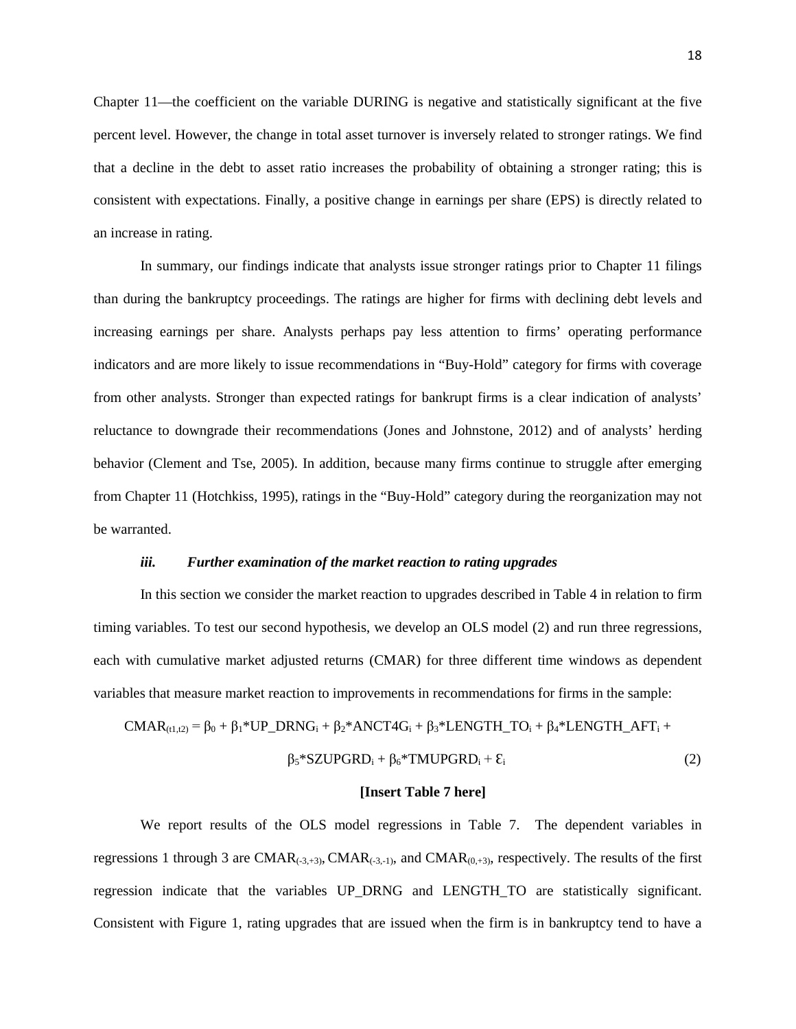Chapter 11—the coefficient on the variable DURING is negative and statistically significant at the five percent level. However, the change in total asset turnover is inversely related to stronger ratings. We find that a decline in the debt to asset ratio increases the probability of obtaining a stronger rating; this is consistent with expectations. Finally, a positive change in earnings per share (EPS) is directly related to an increase in rating.

In summary, our findings indicate that analysts issue stronger ratings prior to Chapter 11 filings than during the bankruptcy proceedings. The ratings are higher for firms with declining debt levels and increasing earnings per share. Analysts perhaps pay less attention to firms' operating performance indicators and are more likely to issue recommendations in "Buy-Hold" category for firms with coverage from other analysts. Stronger than expected ratings for bankrupt firms is a clear indication of analysts' reluctance to downgrade their recommendations (Jones and Johnstone, 2012) and of analysts' herding behavior (Clement and Tse, 2005). In addition, because many firms continue to struggle after emerging from Chapter 11 (Hotchkiss, 1995), ratings in the "Buy-Hold" category during the reorganization may not be warranted.

### *iii. Further examination of the market reaction to rating upgrades*

In this section we consider the market reaction to upgrades described in Table 4 in relation to firm timing variables. To test our second hypothesis, we develop an OLS model (2) and run three regressions, each with cumulative market adjusted returns (CMAR) for three different time windows as dependent variables that measure market reaction to improvements in recommendations for firms in the sample:

$$CMAR_{(t1,t2)} = \beta_0 + \beta_1 * UP\_DRNG_i + \beta_2 * ANCT4G_i + \beta_3 * LENGTH\_TO_i + \beta_4 * LENGTH\_AFT_i + \beta_5 * SZUPGRD_i + \beta_6 * TMUPGRD_i + \varepsilon_i \quad (2)$$

**[Insert Table 7 here]**

We report results of the OLS model regressions in Table 7. The dependent variables in regressions 1 through 3 are $CMAR_{(-3,+3)}$, $CMAR_{(-3,-1)}$, and $CMAR_{(0,+3)}$, respectively. The results of the first regression indicate that the variables UP_DRNG and LENGTH_TO are statistically significant. Consistent with Figure 1, rating upgrades that are issued when the firm is in bankruptcy tend to have a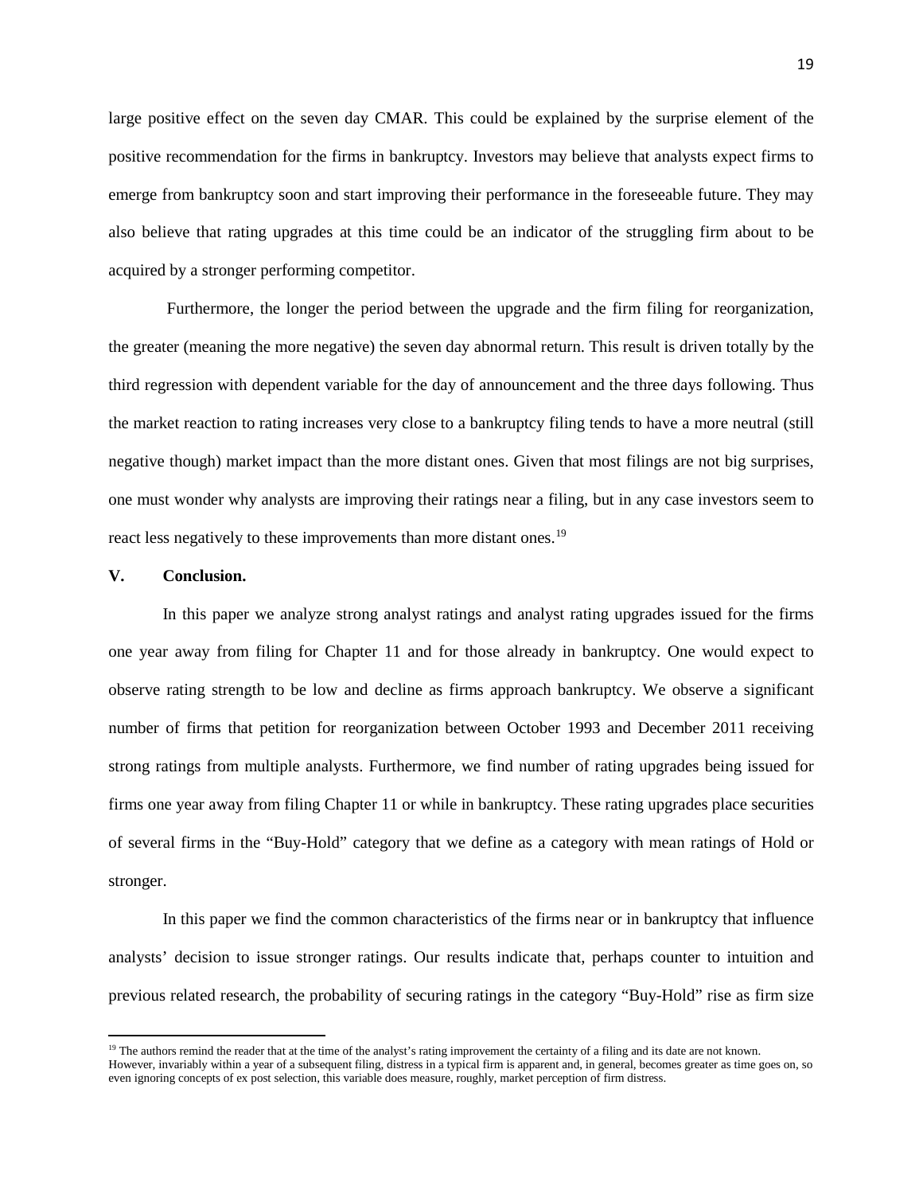large positive effect on the seven day CMAR. This could be explained by the surprise element of the positive recommendation for the firms in bankruptcy. Investors may believe that analysts expect firms to emerge from bankruptcy soon and start improving their performance in the foreseeable future. They may also believe that rating upgrades at this time could be an indicator of the struggling firm about to be acquired by a stronger performing competitor.

Furthermore, the longer the period between the upgrade and the firm filing for reorganization, the greater (meaning the more negative) the seven day abnormal return. This result is driven totally by the third regression with dependent variable for the day of announcement and the three days following. Thus the market reaction to rating increases very close to a bankruptcy filing tends to have a more neutral (still negative though) market impact than the more distant ones. Given that most filings are not big surprises, one must wonder why analysts are improving their ratings near a filing, but in any case investors seem to react less negatively to these improvements than more distant ones.[19]

## V. Conclusion.

In this paper we analyze strong analyst ratings and analyst rating upgrades issued for the firms one year away from filing for Chapter 11 and for those already in bankruptcy. One would expect to observe rating strength to be low and decline as firms approach bankruptcy. We observe a significant number of firms that petition for reorganization between October 1993 and December 2011 receiving strong ratings from multiple analysts. Furthermore, we find number of rating upgrades being issued for firms one year away from filing Chapter 11 or while in bankruptcy. These rating upgrades place securities of several firms in the "Buy-Hold" category that we define as a category with mean ratings of Hold or stronger.

In this paper we find the common characteristics of the firms near or in bankruptcy that influence analysts' decision to issue stronger ratings. Our results indicate that, perhaps counter to intuition and previous related research, the probability of securing ratings in the category "Buy-Hold" rise as firm size

---

[19] The authors remind the reader that at the time of the analyst's rating improvement the certainty of a filing and its date are not known. However, invariably within a year of a subsequent filing, distress in a typical firm is apparent and, in general, becomes greater as time goes on, so even ignoring concepts of ex post selection, this variable does measure, roughly, market perception of firm distress.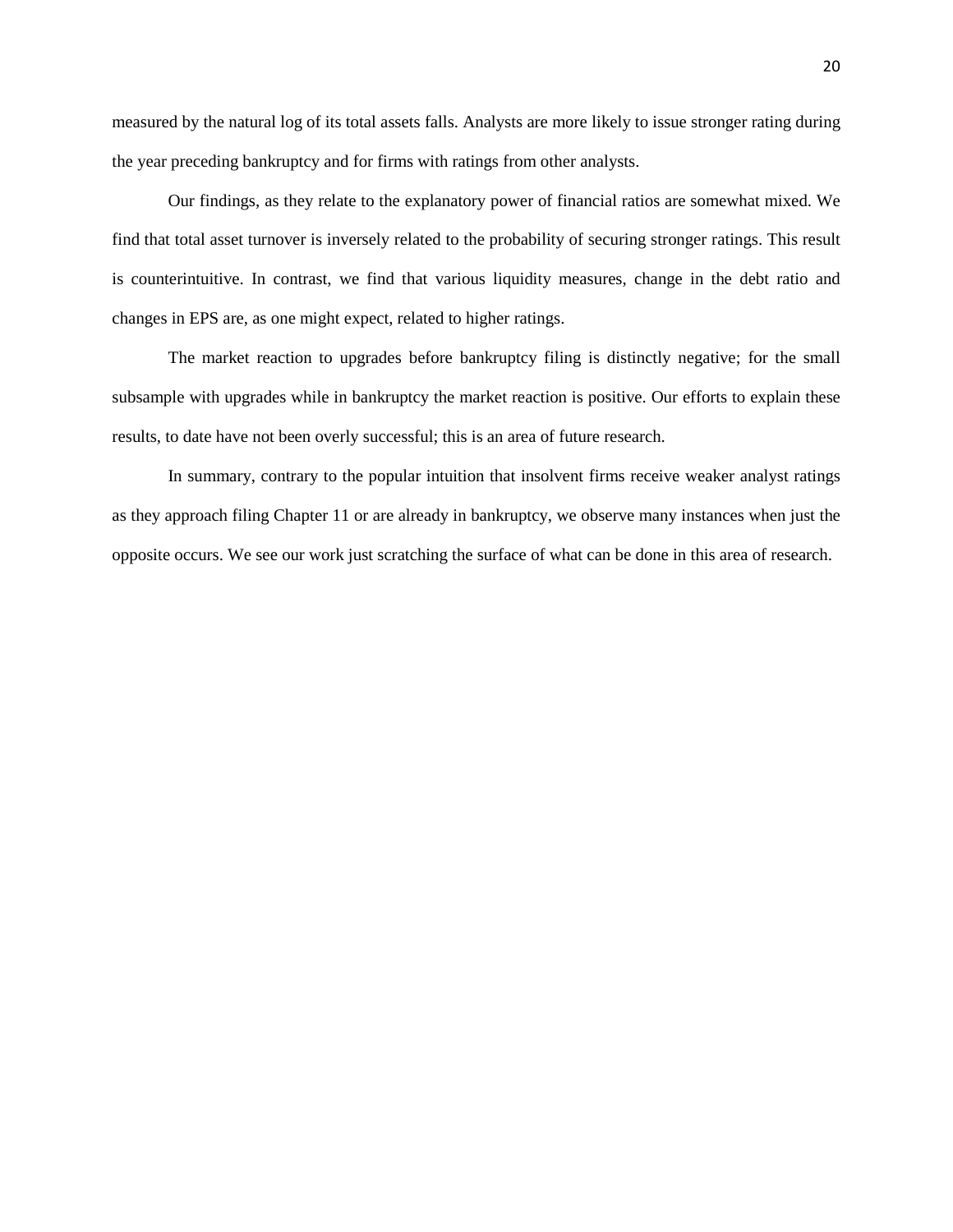measured by the natural log of its total assets falls. Analysts are more likely to issue stronger rating during the year preceding bankruptcy and for firms with ratings from other analysts.

Our findings, as they relate to the explanatory power of financial ratios are somewhat mixed. We find that total asset turnover is inversely related to the probability of securing stronger ratings. This result is counterintuitive. In contrast, we find that various liquidity measures, change in the debt ratio and changes in EPS are, as one might expect, related to higher ratings.

The market reaction to upgrades before bankruptcy filing is distinctly negative; for the small subsample with upgrades while in bankruptcy the market reaction is positive. Our efforts to explain these results, to date have not been overly successful; this is an area of future research.

In summary, contrary to the popular intuition that insolvent firms receive weaker analyst ratings as they approach filing Chapter 11 or are already in bankruptcy, we observe many instances when just the opposite occurs. We see our work just scratching the surface of what can be done in this area of research.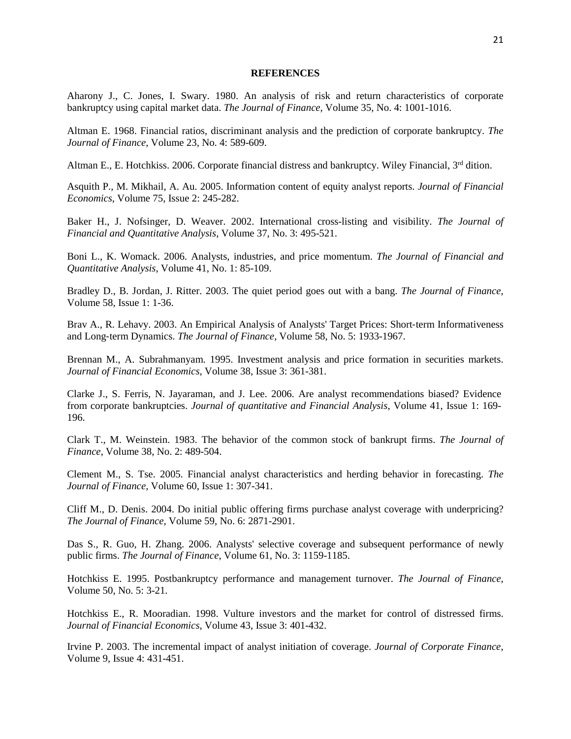**REFERENCES**

Aharony J., C. Jones, I. Swary. 1980. An analysis of risk and return characteristics of corporate bankruptcy using capital market data. *The Journal of Finance*, Volume 35, No. 4: 1001-1016.

Altman E. 1968. Financial ratios, discriminant analysis and the prediction of corporate bankruptcy. *The Journal of Finance*, Volume 23, No. 4: 589-609.

Altman E., E. Hotchkiss. 2006. Corporate financial distress and bankruptcy. Wiley Financial, 3rd dition.

Asquith P., M. Mikhail, A. Au. 2005. Information content of equity analyst reports. *Journal of Financial Economics*, Volume 75, Issue 2: 245-282.

Baker H., J. Nofsinger, D. Weaver. 2002. International cross-listing and visibility. *The Journal of Financial and Quantitative Analysis*, Volume 37, No. 3: 495-521.

Boni L., K. Womack. 2006. Analysts, industries, and price momentum. *The Journal of Financial and Quantitative Analysis*, Volume 41, No. 1: 85-109.

Bradley D., B. Jordan, J. Ritter. 2003. The quiet period goes out with a bang. *The Journal of Finance*, Volume 58, Issue 1: 1-36.

Brav A., R. Lehavy. 2003. An Empirical Analysis of Analysts' Target Prices: Short-term Informativeness and Long-term Dynamics. *The Journal of Finance*, Volume 58, No. 5: 1933-1967.

Brennan M., A. Subrahmanyam. 1995. Investment analysis and price formation in securities markets. *Journal of Financial Economics*, Volume 38, Issue 3: 361-381.

Clarke J., S. Ferris, N. Jayaraman, and J. Lee. 2006. Are analyst recommendations biased? Evidence from corporate bankruptcies. *Journal of quantitative and Financial Analysis*, Volume 41, Issue 1: 169-196.

Clark T., M. Weinstein. 1983. The behavior of the common stock of bankrupt firms. *The Journal of Finance*, Volume 38, No. 2: 489-504.

Clement M., S. Tse. 2005. Financial analyst characteristics and herding behavior in forecasting. *The Journal of Finance*, Volume 60, Issue 1: 307-341.

Cliff M., D. Denis. 2004. Do initial public offering firms purchase analyst coverage with underpricing? *The Journal of Finance*, Volume 59, No. 6: 2871-2901.

Das S., R. Guo, H. Zhang. 2006. Analysts' selective coverage and subsequent performance of newly public firms. *The Journal of Finance*, Volume 61, No. 3: 1159-1185.

Hotchkiss E. 1995. Postbankruptcy performance and management turnover. *The Journal of Finance*, Volume 50, No. 5: 3-21.

Hotchkiss E., R. Mooradian. 1998. Vulture investors and the market for control of distressed firms. *Journal of Financial Economics*, Volume 43, Issue 3: 401-432.

Irvine P. 2003. The incremental impact of analyst initiation of coverage. *Journal of Corporate Finance*, Volume 9, Issue 4: 431-451.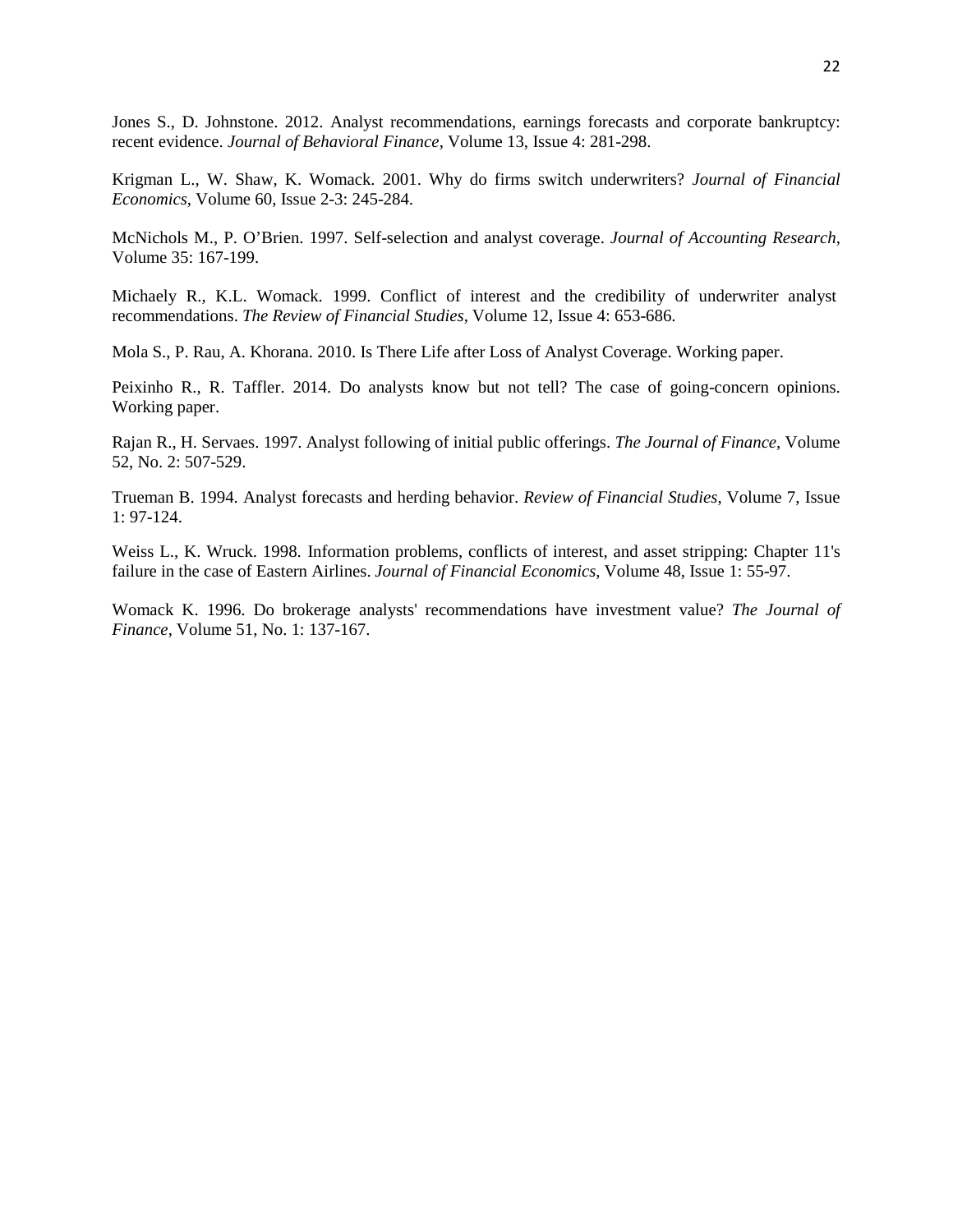Jones S., D. Johnstone. 2012. Analyst recommendations, earnings forecasts and corporate bankruptcy: recent evidence. *Journal of Behavioral Finance*, Volume 13, Issue 4: 281-298.

Krigman L., W. Shaw, K. Womack. 2001. Why do firms switch underwriters? *Journal of Financial Economics*, Volume 60, Issue 2-3: 245-284.

McNichols M., P. O'Brien. 1997. Self-selection and analyst coverage. *Journal of Accounting Research*, Volume 35: 167-199.

Michaely R., K.L. Womack. 1999. Conflict of interest and the credibility of underwriter analyst recommendations. *The Review of Financial Studies*, Volume 12, Issue 4: 653-686.

Mola S., P. Rau, A. Khorana. 2010. Is There Life after Loss of Analyst Coverage. Working paper.

Peixinho R., R. Taffler. 2014. Do analysts know but not tell? The case of going-concern opinions. Working paper.

Rajan R., H. Servaes. 1997. Analyst following of initial public offerings. *The Journal of Finance*, Volume 52, No. 2: 507-529.

Trueman B. 1994. Analyst forecasts and herding behavior. *Review of Financial Studies*, Volume 7, Issue 1: 97-124.

Weiss L., K. Wruck. 1998. Information problems, conflicts of interest, and asset stripping: Chapter 11's failure in the case of Eastern Airlines. *Journal of Financial Economics*, Volume 48, Issue 1: 55-97.

Womack K. 1996. Do brokerage analysts' recommendations have investment value? *The Journal of Finance*, Volume 51, No. 1: 137-167.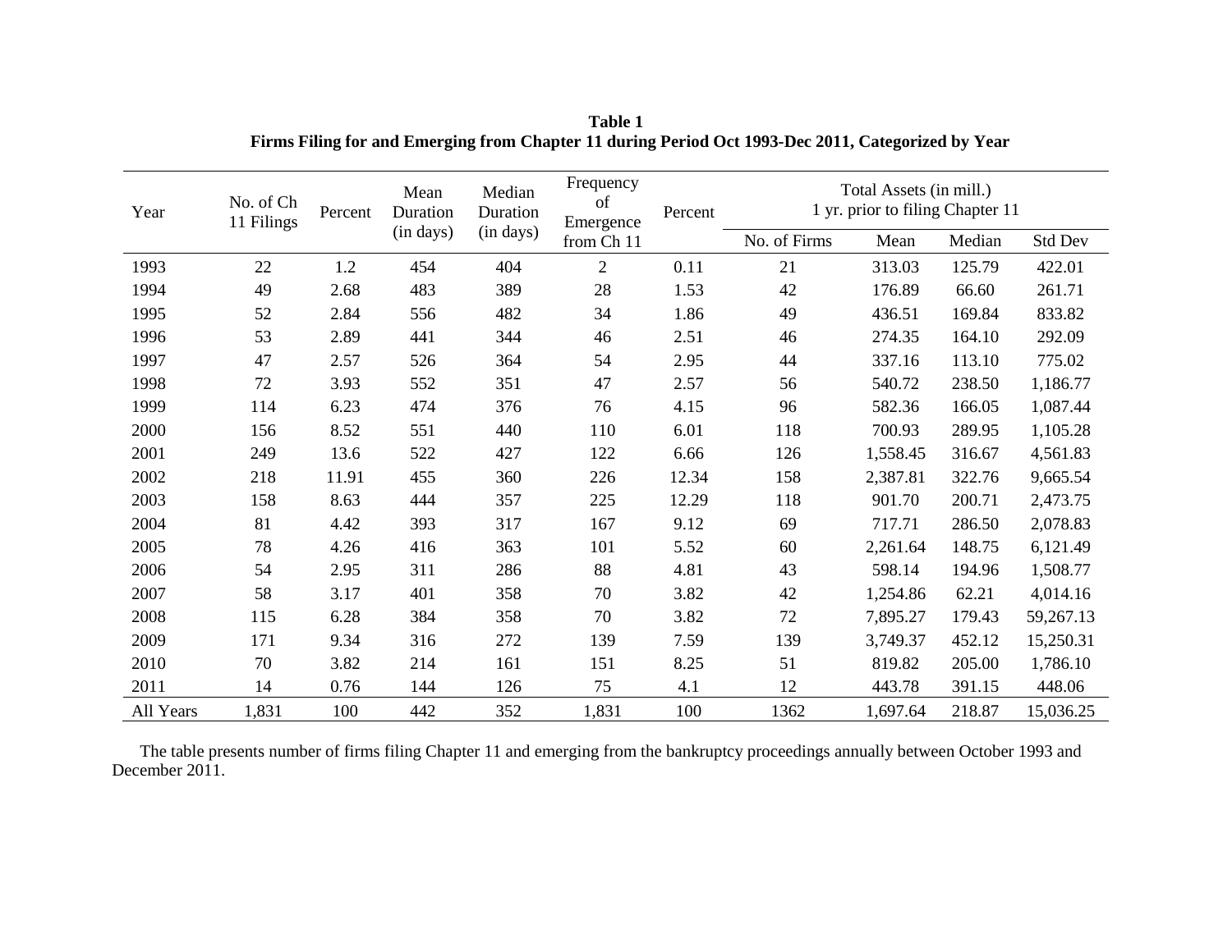**Table 1**
**Firms Filing for and Emerging from Chapter 11 during Period Oct 1993-Dec 2011, Categorized by Year**

| Year | No. of Ch 11 Filings | Percent | Mean Duration (in days) | Median Duration (in days) | Frequency of Emergence from Ch 11 | Percent | Total Assets (in mill.) 1 yr. prior to filing Chapter 11 | | | |
|---|---|---|---|---|---|---|---|---|---|---|
| | | | | | | | No. of Firms | Mean | Median | Std Dev |
| 1993 | 22 | 1.2 | 454 | 404 | 2 | 0.11 | 21 | 313.03 | 125.79 | 422.01 |
| 1994 | 49 | 2.68 | 483 | 389 | 28 | 1.53 | 42 | 176.89 | 66.60 | 261.71 |
| 1995 | 52 | 2.84 | 556 | 482 | 34 | 1.86 | 49 | 436.51 | 169.84 | 833.82 |
| 1996 | 53 | 2.89 | 441 | 344 | 46 | 2.51 | 46 | 274.35 | 164.10 | 292.09 |
| 1997 | 47 | 2.57 | 526 | 364 | 54 | 2.95 | 44 | 337.16 | 113.10 | 775.02 |
| 1998 | 72 | 3.93 | 552 | 351 | 47 | 2.57 | 56 | 540.72 | 238.50 | 1,186.77 |
| 1999 | 114 | 6.23 | 474 | 376 | 76 | 4.15 | 96 | 582.36 | 166.05 | 1,087.44 |
| 2000 | 156 | 8.52 | 551 | 440 | 110 | 6.01 | 118 | 700.93 | 289.95 | 1,105.28 |
| 2001 | 249 | 13.6 | 522 | 427 | 122 | 6.66 | 126 | 1,558.45 | 316.67 | 4,561.83 |
| 2002 | 218 | 11.91 | 455 | 360 | 226 | 12.34 | 158 | 2,387.81 | 322.76 | 9,665.54 |
| 2003 | 158 | 8.63 | 444 | 357 | 225 | 12.29 | 118 | 901.70 | 200.71 | 2,473.75 |
| 2004 | 81 | 4.42 | 393 | 317 | 167 | 9.12 | 69 | 717.71 | 286.50 | 2,078.83 |
| 2005 | 78 | 4.26 | 416 | 363 | 101 | 5.52 | 60 | 2,261.64 | 148.75 | 6,121.49 |
| 2006 | 54 | 2.95 | 311 | 286 | 88 | 4.81 | 43 | 598.14 | 194.96 | 1,508.77 |
| 2007 | 58 | 3.17 | 401 | 358 | 70 | 3.82 | 42 | 1,254.86 | 62.21 | 4,014.16 |
| 2008 | 115 | 6.28 | 384 | 358 | 70 | 3.82 | 72 | 7,895.27 | 179.43 | 59,267.13 |
| 2009 | 171 | 9.34 | 316 | 272 | 139 | 7.59 | 139 | 3,749.37 | 452.12 | 15,250.31 |
| 2010 | 70 | 3.82 | 214 | 161 | 151 | 8.25 | 51 | 819.82 | 205.00 | 1,786.10 |
| 2011 | 14 | 0.76 | 144 | 126 | 75 | 4.1 | 12 | 443.78 | 391.15 | 448.06 |
| All Years | 1,831 | 100 | 442 | 352 | 1,831 | 100 | 1362 | 1,697.64 | 218.87 | 15,036.25 |

The table presents number of firms filing Chapter 11 and emerging from the bankruptcy proceedings annually between October 1993 and December 2011.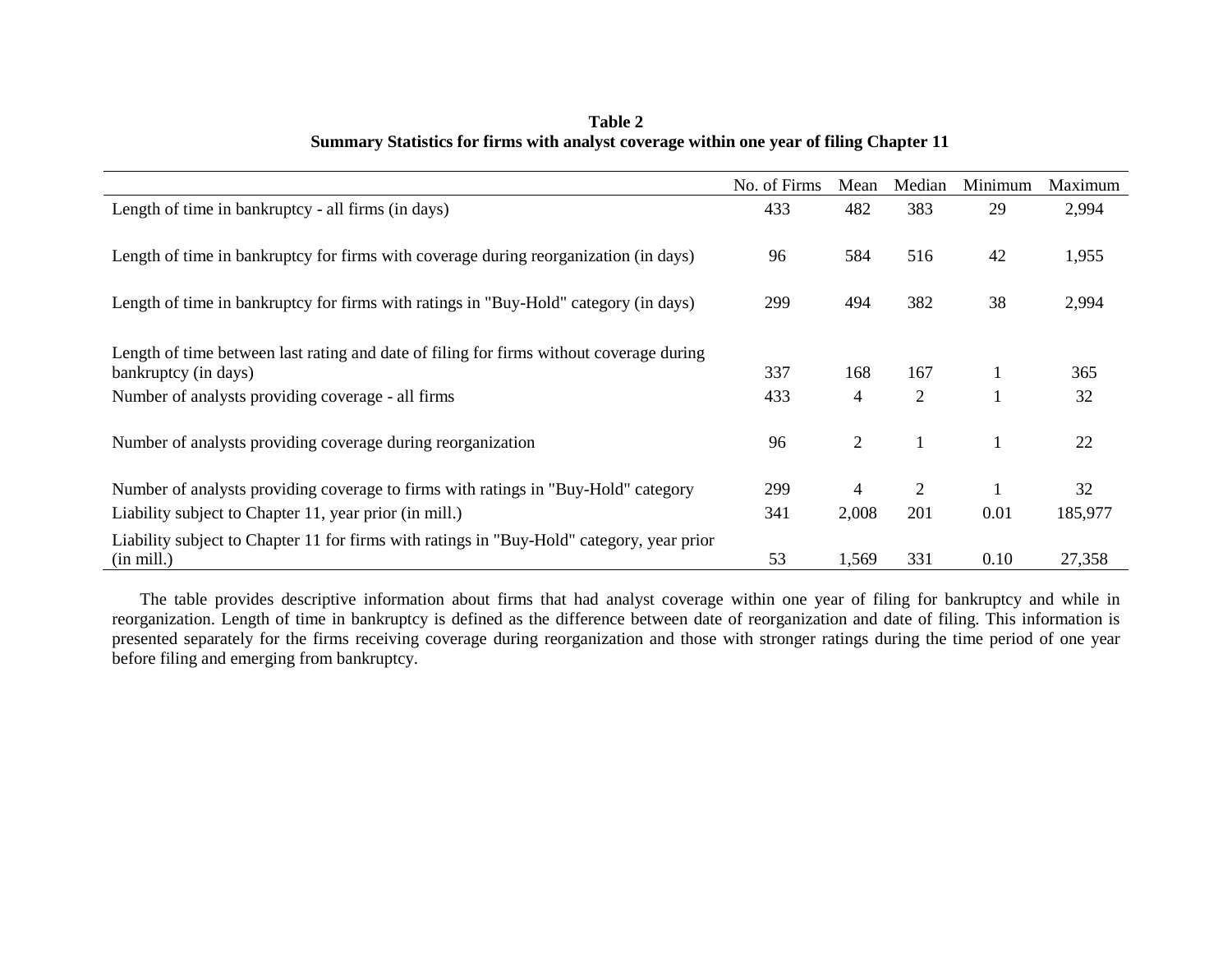**Table 2**
**Summary Statistics for firms with analyst coverage within one year of filing Chapter 11**

| | No. of Firms | Mean | Median | Minimum | Maximum |
|---|---|---|---|---|---|
| Length of time in bankruptcy - all firms (in days) | 433 | 482 | 383 | 29 | 2,994 |
| Length of time in bankruptcy for firms with coverage during reorganization (in days) | 96 | 584 | 516 | 42 | 1,955 |
| Length of time in bankruptcy for firms with ratings in "Buy-Hold" category (in days) | 299 | 494 | 382 | 38 | 2,994 |
| Length of time between last rating and date of filing for firms without coverage during bankruptcy (in days) | 337 | 168 | 167 | 1 | 365 |
| Number of analysts providing coverage - all firms | 433 | 4 | 2 | 1 | 32 |
| Number of analysts providing coverage during reorganization | 96 | 2 | 1 | 1 | 22 |
| Number of analysts providing coverage to firms with ratings in "Buy-Hold" category | 299 | 4 | 2 | 1 | 32 |
| Liability subject to Chapter 11, year prior (in mill.) | 341 | 2,008 | 201 | 0.01 | 185,977 |
| Liability subject to Chapter 11 for firms with ratings in "Buy-Hold" category, year prior (in mill.) | 53 | 1,569 | 331 | 0.10 | 27,358 |

The table provides descriptive information about firms that had analyst coverage within one year of filing for bankruptcy and while in reorganization. Length of time in bankruptcy is defined as the difference between date of reorganization and date of filing. This information is presented separately for the firms receiving coverage during reorganization and those with stronger ratings during the time period of one year before filing and emerging from bankruptcy.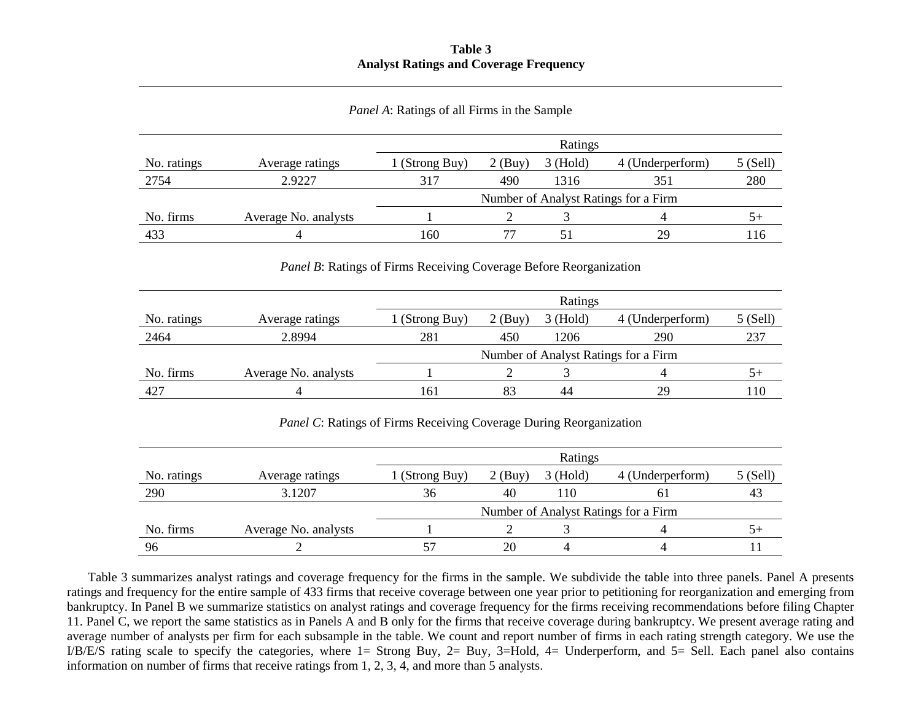**Table 3**
**Analyst Ratings and Coverage Frequency**

*Panel A*: Ratings of all Firms in the Sample

| | | Ratings | | | | |
|---|---|---|---|---|---|---|
| No. ratings | Average ratings | 1 (Strong Buy) | 2 (Buy) | 3 (Hold) | 4 (Underperform) | 5 (Sell) |
| 2754 | 2.9227 | 317 | 490 | 1316 | 351 | 280 |
| | | Number of Analyst Ratings for a Firm | | | | |
| No. firms | Average No. analysts | 1 | 2 | 3 | 4 | 5+ |
| 433 | 4 | 160 | 77 | 51 | 29 | 116 |

*Panel B*: Ratings of Firms Receiving Coverage Before Reorganization

| | | Ratings | | | | |
|---|---|---|---|---|---|---|
| No. ratings | Average ratings | 1 (Strong Buy) | 2 (Buy) | 3 (Hold) | 4 (Underperform) | 5 (Sell) |
| 2464 | 2.8994 | 281 | 450 | 1206 | 290 | 237 |
| | | Number of Analyst Ratings for a Firm | | | | |
| No. firms | Average No. analysts | 1 | 2 | 3 | 4 | 5+ |
| 427 | 4 | 161 | 83 | 44 | 29 | 110 |

*Panel C*: Ratings of Firms Receiving Coverage During Reorganization

| | | Ratings | | | | |
|---|---|---|---|---|---|---|
| No. ratings | Average ratings | 1 (Strong Buy) | 2 (Buy) | 3 (Hold) | 4 (Underperform) | 5 (Sell) |
| 290 | 3.1207 | 36 | 40 | 110 | 61 | 43 |
| | | Number of Analyst Ratings for a Firm | | | | |
| No. firms | Average No. analysts | 1 | 2 | 3 | 4 | 5+ |
| 96 | 2 | 57 | 20 | 4 | 4 | 11 |

Table 3 summarizes analyst ratings and coverage frequency for the firms in the sample. We subdivide the table into three panels. Panel A presents ratings and frequency for the entire sample of 433 firms that receive coverage between one year prior to petitioning for reorganization and emerging from bankruptcy. In Panel B we summarize statistics on analyst ratings and coverage frequency for the firms receiving recommendations before filing Chapter 11. Panel C, we report the same statistics as in Panels A and B only for the firms that receive coverage during bankruptcy. We present average rating and average number of analysts per firm for each subsample in the table. We count and report number of firms in each rating strength category. We use the I/B/E/S rating scale to specify the categories, where 1= Strong Buy, 2= Buy, 3=Hold, 4= Underperform, and 5= Sell. Each panel also contains information on number of firms that receive ratings from 1, 2, 3, 4, and more than 5 analysts.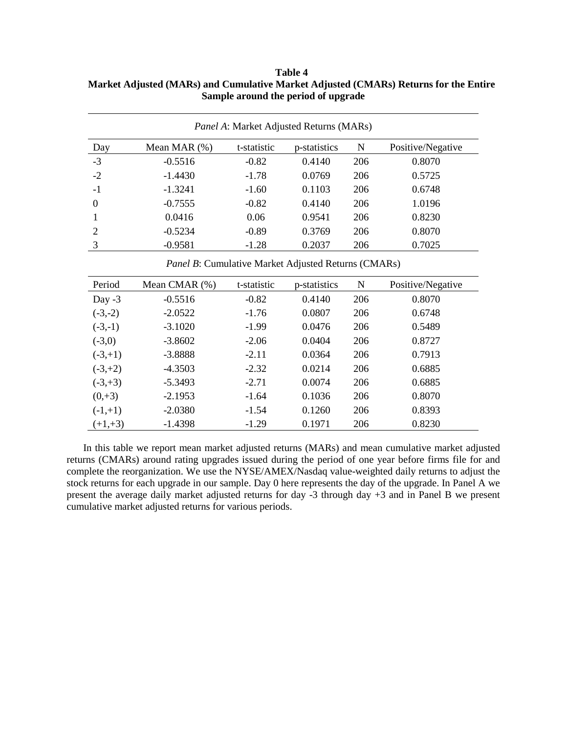**Table 4**
**Market Adjusted (MARs) and Cumulative Market Adjusted (CMARs) Returns for the Entire Sample around the period of upgrade**

*Panel A*: Market Adjusted Returns (MARs)

| Day | Mean MAR (%) | t-statistic | p-statistics | N | Positive/Negative |
|---|---|---|---|---|---|
| -3 | -0.5516 | -0.82 | 0.4140 | 206 | 0.8070 |
| -2 | -1.4430 | -1.78 | 0.0769 | 206 | 0.5725 |
| -1 | -1.3241 | -1.60 | 0.1103 | 206 | 0.6748 |
| 0 | -0.7555 | -0.82 | 0.4140 | 206 | 1.0196 |
| 1 | 0.0416 | 0.06 | 0.9541 | 206 | 0.8230 |
| 2 | -0.5234 | -0.89 | 0.3769 | 206 | 0.8070 |
| 3 | -0.9581 | -1.28 | 0.2037 | 206 | 0.7025 |

*Panel B*: Cumulative Market Adjusted Returns (CMARs)

| Period | Mean CMAR (%) | t-statistic | p-statistics | N | Positive/Negative |
|---|---|---|---|---|---|
| Day -3 | -0.5516 | -0.82 | 0.4140 | 206 | 0.8070 |
| (-3,-2) | -2.0522 | -1.76 | 0.0807 | 206 | 0.6748 |
| (-3,-1) | -3.1020 | -1.99 | 0.0476 | 206 | 0.5489 |
| (-3,0) | -3.8602 | -2.06 | 0.0404 | 206 | 0.8727 |
| (-3,+1) | -3.8888 | -2.11 | 0.0364 | 206 | 0.7913 |
| (-3,+2) | -4.3503 | -2.32 | 0.0214 | 206 | 0.6885 |
| (-3,+3) | -5.3493 | -2.71 | 0.0074 | 206 | 0.6885 |
| (0,+3) | -2.1953 | -1.64 | 0.1036 | 206 | 0.8070 |
| (-1,+1) | -2.0380 | -1.54 | 0.1260 | 206 | 0.8393 |
| (+1,+3) | -1.4398 | -1.29 | 0.1971 | 206 | 0.8230 |

In this table we report mean market adjusted returns (MARs) and mean cumulative market adjusted returns (CMARs) around rating upgrades issued during the period of one year before firms file for and complete the reorganization. We use the NYSE/AMEX/Nasdaq value-weighted daily returns to adjust the stock returns for each upgrade in our sample. Day 0 here represents the day of the upgrade. In Panel A we present the average daily market adjusted returns for day -3 through day +3 and in Panel B we present cumulative market adjusted returns for various periods.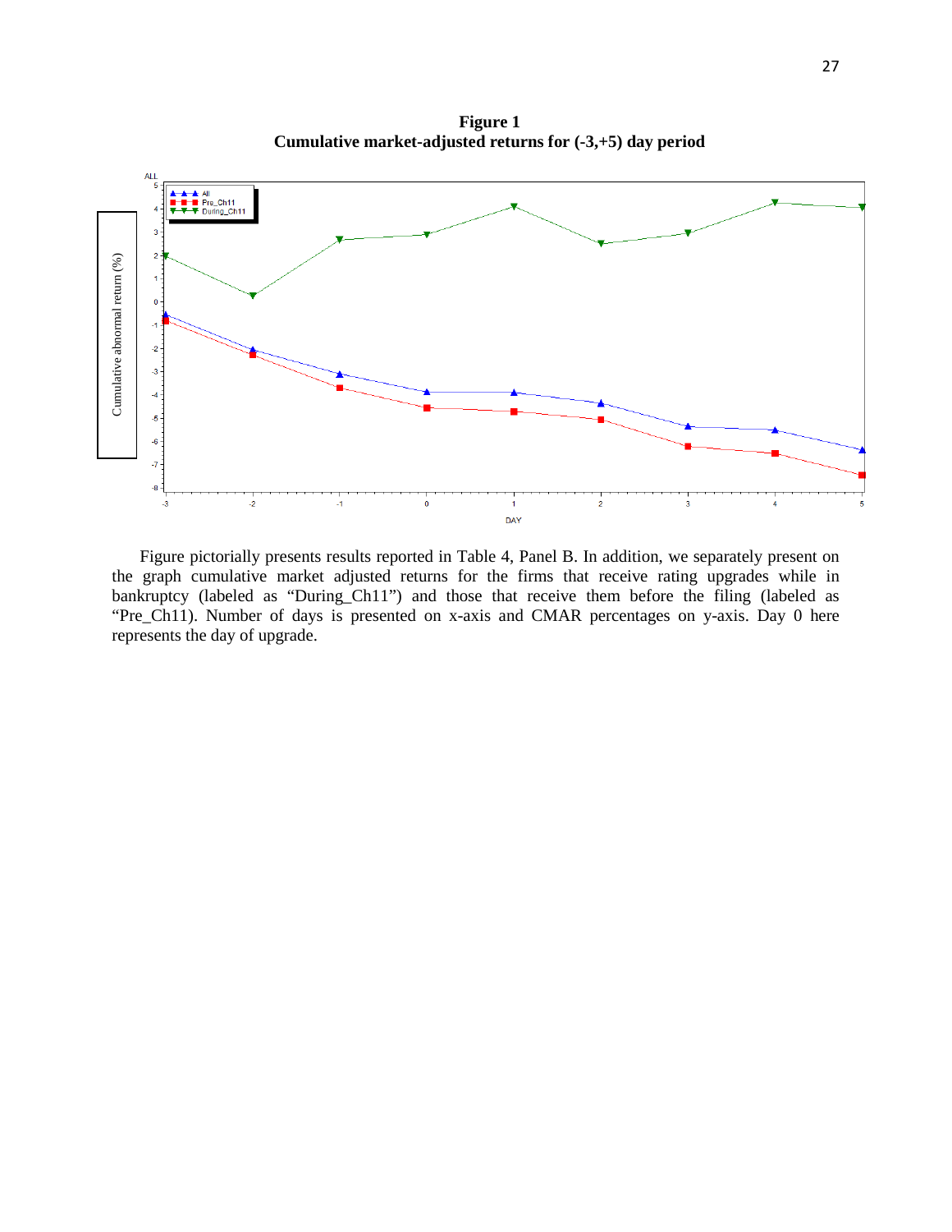**Figure 1**
**Cumulative market-adjusted returns for (-3,+5) day period**

Figure pictorially presents results reported in Table 4, Panel B. In addition, we separately present on the graph cumulative market adjusted returns for the firms that receive rating upgrades while in bankruptcy (labeled as "During_Ch11") and those that receive them before the filing (labeled as "Pre_Ch11). Number of days is presented on x-axis and CMAR percentages on y-axis. Day 0 here represents the day of upgrade.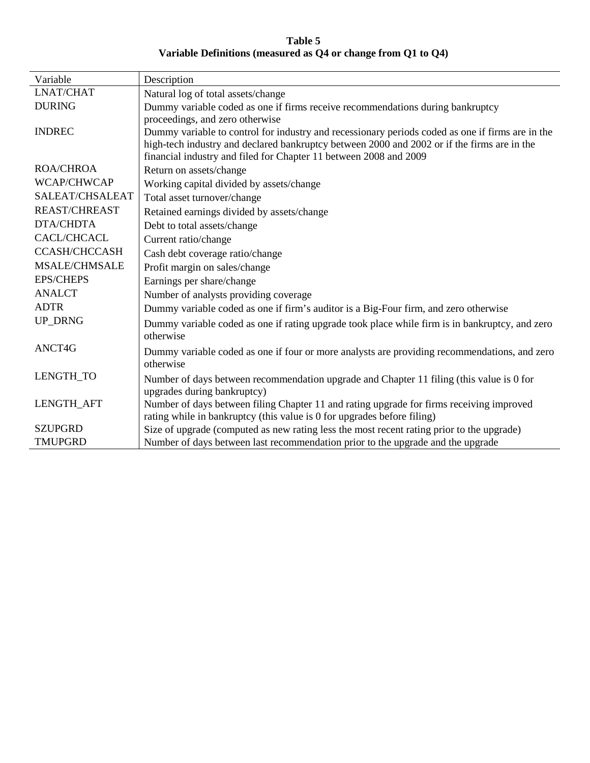**Table 5**
**Variable Definitions (measured as Q4 or change from Q1 to Q4)**

| Variable | Description |
|---|---|
| LNAT/CHAT | Natural log of total assets/change |
| DURING | Dummy variable coded as one if firms receive recommendations during bankruptcy proceedings, and zero otherwise |
| INDREC | Dummy variable to control for industry and recessionary periods coded as one if firms are in the high-tech industry and declared bankruptcy between 2000 and 2002 or if the firms are in the financial industry and filed for Chapter 11 between 2008 and 2009 |
| ROA/CHROA | Return on assets/change |
| WCAP/CHWCAP | Working capital divided by assets/change |
| SALEAT/CHSALEAT | Total asset turnover/change |
| REAST/CHREAST | Retained earnings divided by assets/change |
| DTA/CHDTA | Debt to total assets/change |
| CACL/CHCACL | Current ratio/change |
| CCASH/CHCCASH | Cash debt coverage ratio/change |
| MSALE/CHMSALE | Profit margin on sales/change |
| EPS/CHEPS | Earnings per share/change |
| ANALCT | Number of analysts providing coverage |
| ADTR | Dummy variable coded as one if firm's auditor is a Big-Four firm, and zero otherwise |
| UP_DRNG | Dummy variable coded as one if rating upgrade took place while firm is in bankruptcy, and zero otherwise |
| ANCT4G | Dummy variable coded as one if four or more analysts are providing recommendations, and zero otherwise |
| LENGTH_TO | Number of days between recommendation upgrade and Chapter 11 filing (this value is 0 for upgrades during bankruptcy) |
| LENGTH_AFT | Number of days between filing Chapter 11 and rating upgrade for firms receiving improved rating while in bankruptcy (this value is 0 for upgrades before filing) |
| SZUPGRD | Size of upgrade (computed as new rating less the most recent rating prior to the upgrade) |
| TMUPGRD | Number of days between last recommendation prior to the upgrade and the upgrade |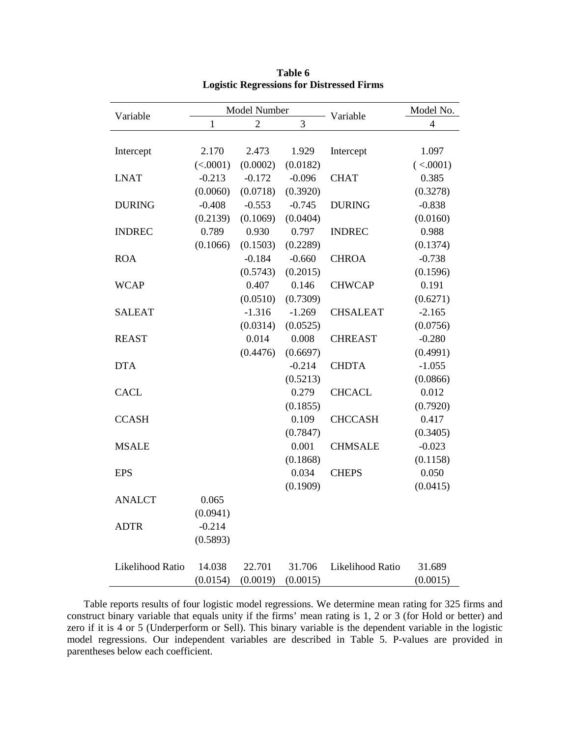**Table 6**
**Logistic Regressions for Distressed Firms**

| Variable | Model Number | | | Variable | Model No. |
|---|---|---|---|---|---|
| | 1 | 2 | 3 | | 4 |
| Intercept | 2.170 | 2.473 | 1.929 | Intercept | 1.097 |
| | (<.0001) | (0.0002) | (0.0182) | | ( <.0001) |
| LNAT | -0.213 | -0.172 | -0.096 | CHAT | 0.385 |
| | (0.0060) | (0.0718) | (0.3920) | | (0.3278) |
| DURING | -0.408 | -0.553 | -0.745 | DURING | -0.838 |
| | (0.2139) | (0.1069) | (0.0404) | | (0.0160) |
| INDREC | 0.789 | 0.930 | 0.797 | INDREC | 0.988 |
| | (0.1066) | (0.1503) | (0.2289) | | (0.1374) |
| ROA | | -0.184 | -0.660 | CHROA | -0.738 |
| | | (0.5743) | (0.2015) | | (0.1596) |
| WCAP | | 0.407 | 0.146 | CHWCAP | 0.191 |
| | | (0.0510) | (0.7309) | | (0.6271) |
| SALEAT | | -1.316 | -1.269 | CHSALEAT | -2.165 |
| | | (0.0314) | (0.0525) | | (0.0756) |
| REAST | | 0.014 | 0.008 | CHREAST | -0.280 |
| | | (0.4476) | (0.6697) | | (0.4991) |
| DTA | | | -0.214 | CHDTA | -1.055 |
| | | | (0.5213) | | (0.0866) |
| CACL | | | 0.279 | CHCACL | 0.012 |
| | | | (0.1855) | | (0.7920) |
| CCASH | | | 0.109 | CHCCASH | 0.417 |
| | | | (0.7847) | | (0.3405) |
| MSALE | | | 0.001 | CHMSALE | -0.023 |
| | | | (0.1868) | | (0.1158) |
| EPS | | | 0.034 | CHEPS | 0.050 |
| | | | (0.1909) | | (0.0415) |
| ANALCT | 0.065 | | | | |
| | (0.0941) | | | | |
| ADTR | -0.214 | | | | |
| | (0.5893) | | | | |
| Likelihood Ratio | 14.038 | 22.701 | 31.706 | Likelihood Ratio | 31.689 |
| | (0.0154) | (0.0019) | (0.0015) | | (0.0015) |

Table reports results of four logistic model regressions. We determine mean rating for 325 firms and construct binary variable that equals unity if the firms' mean rating is 1, 2 or 3 (for Hold or better) and zero if it is 4 or 5 (Underperform or Sell). This binary variable is the dependent variable in the logistic model regressions. Our independent variables are described in Table 5. P-values are provided in parentheses below each coefficient.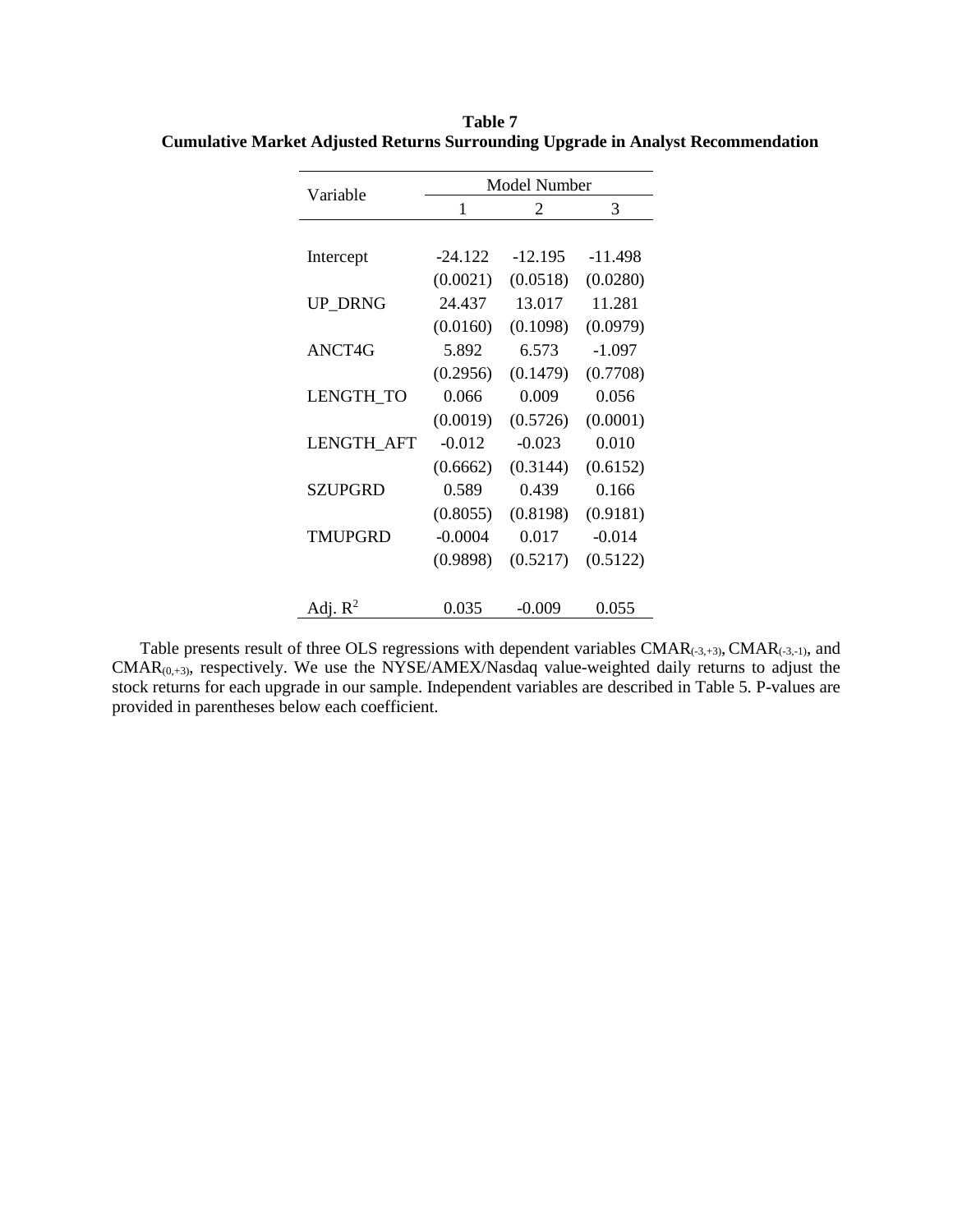**Table 7**
**Cumulative Market Adjusted Returns Surrounding Upgrade in Analyst Recommendation**

| Variable | Model Number | | |
|---|---|---|---|
| | 1 | 2 | 3 |
| Intercept | -24.122 | -12.195 | -11.498 |
| | (0.0021) | (0.0518) | (0.0280) |
| UP_DRNG | 24.437 | 13.017 | 11.281 |
| | (0.0160) | (0.1098) | (0.0979) |
| ANCT4G | 5.892 | 6.573 | -1.097 |
| | (0.2956) | (0.1479) | (0.7708) |
| LENGTH_TO | 0.066 | 0.009 | 0.056 |
| | (0.0019) | (0.5726) | (0.0001) |
| LENGTH_AFT | -0.012 | -0.023 | 0.010 |
| | (0.6662) | (0.3144) | (0.6152) |
| SZUPGRD | 0.589 | 0.439 | 0.166 |
| | (0.8055) | (0.8198) | (0.9181) |
| TMUPGRD | -0.0004 | 0.017 | -0.014 |
| | (0.9898) | (0.5217) | (0.5122) |
| Adj. $R^2$ | 0.035 | -0.009 | 0.055 |

Table presents result of three OLS regressions with dependent variables $CMAR_{(-3,+3)}$, $CMAR_{(-3,-1)}$, and $CMAR_{(0,+3)}$, respectively. We use the NYSE/AMEX/Nasdaq value-weighted daily returns to adjust the stock returns for each upgrade in our sample. Independent variables are described in Table 5. P-values are provided in parentheses below each coefficient.